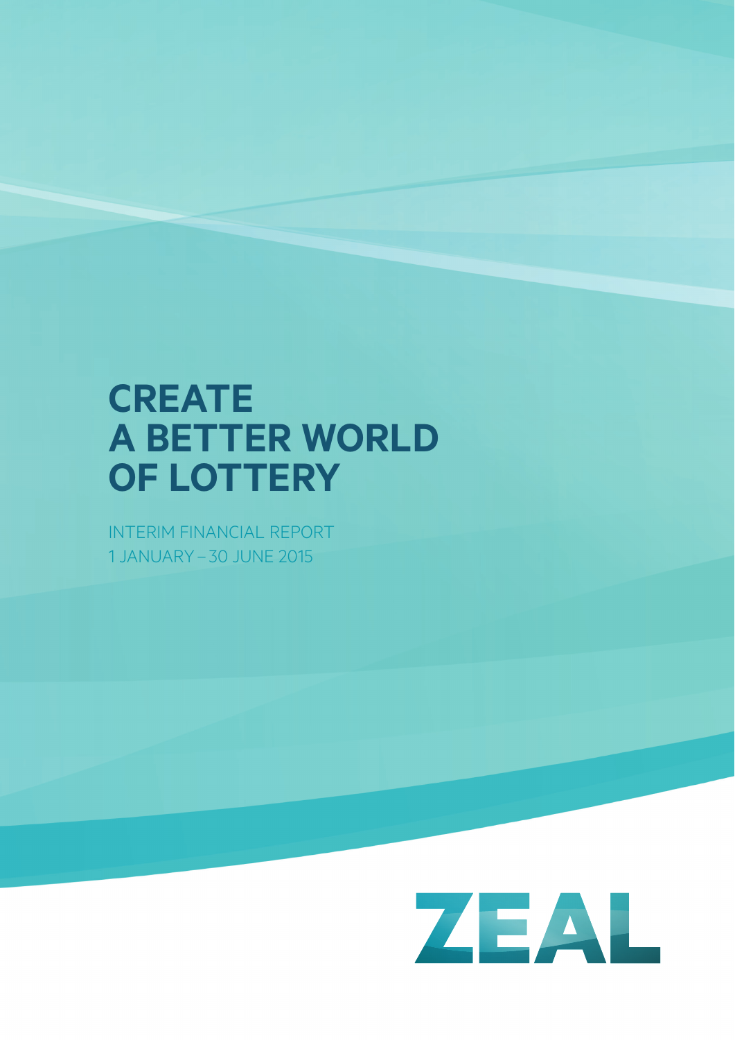# CREATE A BETTER WORLD OF LOTTERY

INTERIM FINANCIAL REPORT
1 JANUARY – 30 JUNE 2015

ZEAL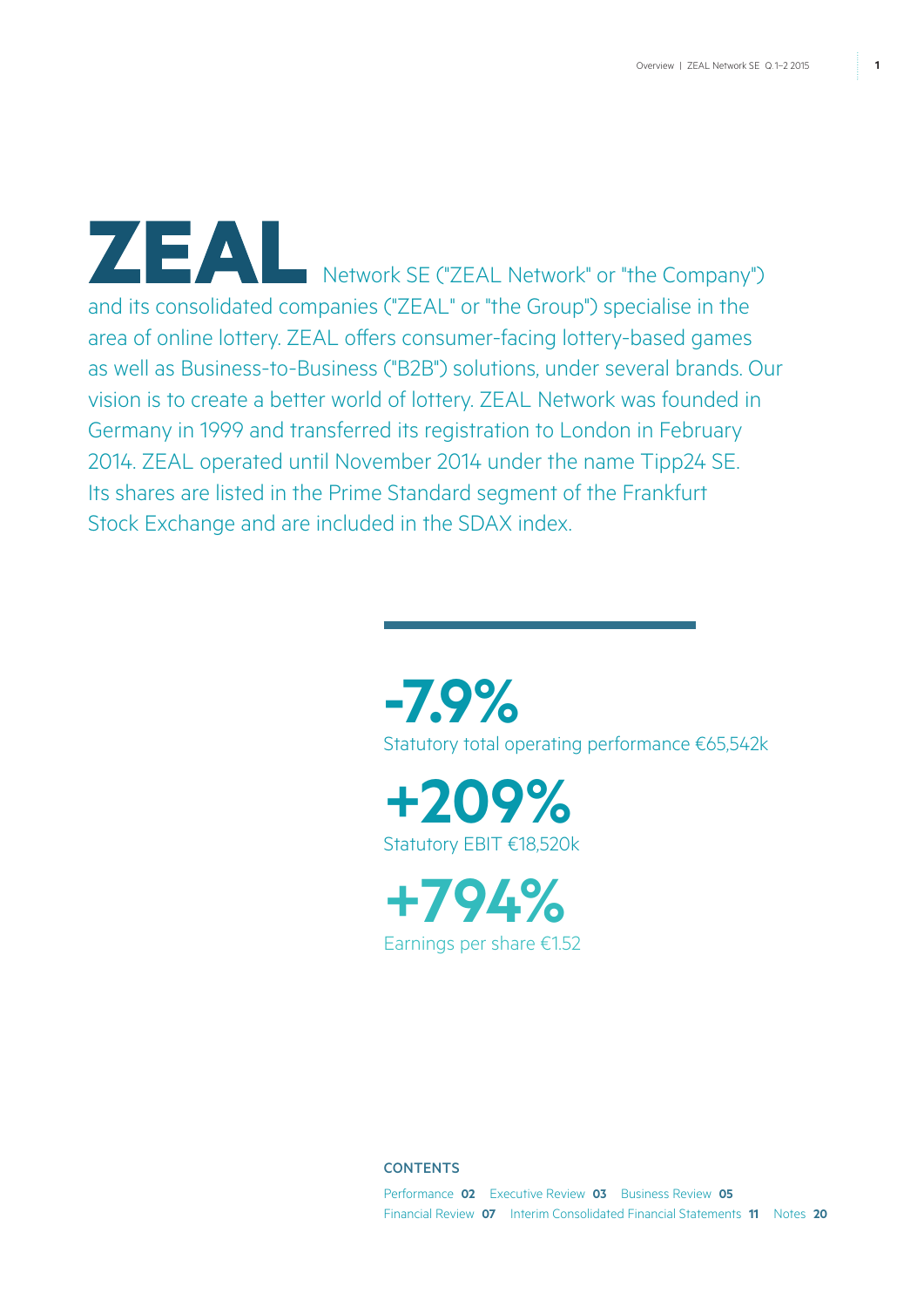**ZEAL** Network SE ("ZEAL Network" or "the Company") and its consolidated companies ("ZEAL" or "the Group") specialise in the area of online lottery. ZEAL offers consumer-facing lottery-based games as well as Business-to-Business ("B2B") solutions, under several brands. Our vision is to create a better world of lottery. ZEAL Network was founded in Germany in 1999 and transferred its registration to London in February 2014. ZEAL operated until November 2014 under the name Tipp24 SE. Its shares are listed in the Prime Standard segment of the Frankfurt Stock Exchange and are included in the SDAX index.

**-7.9%**
Statutory total operating performance €65,542k

**+209%**
Statutory EBIT €18,520k

**+794%**
Earnings per share €1.52

**CONTENTS**

Performance **02** Executive Review **03** Business Review **05**
Financial Review **07** Interim Consolidated Financial Statements **11** Notes **20**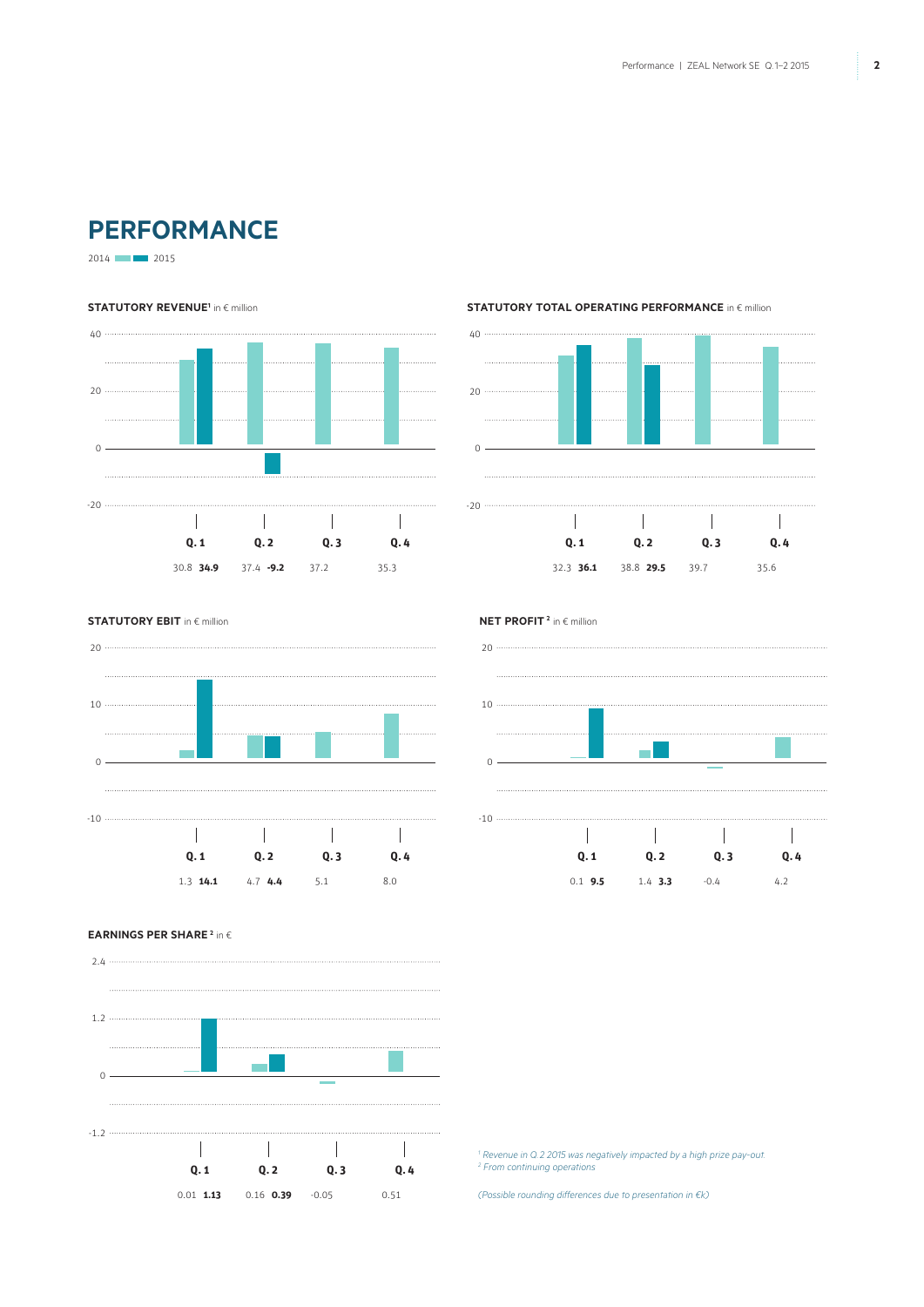# PERFORMANCE

2014 / 2015

**STATUTORY REVENUE**[1] in € million

| | Q. 1 | Q. 2 | Q. 3 | Q. 4 |
|---|---|---|---|---|
| 2014 | 30.8 | 37.4 | 37.2 | 35.3 |
| 2015 | **34.9** | **-9.2** | | |

**STATUTORY TOTAL OPERATING PERFORMANCE** in € million

| | Q. 1 | Q. 2 | Q. 3 | Q. 4 |
|---|---|---|---|---|
| 2014 | 32.3 | 38.8 | 39.7 | 35.6 |
| 2015 | **36.1** | **29.5** | | |

**STATUTORY EBIT** in € million

| | Q. 1 | Q. 2 | Q. 3 | Q. 4 |
|---|---|---|---|---|
| 2014 | 1.3 | 4.7 | 5.1 | 8.0 |
| 2015 | **14.1** | **4.4** | | |

**NET PROFIT**[2] in € million

| | Q. 1 | Q. 2 | Q. 3 | Q. 4 |
|---|---|---|---|---|
| 2014 | 0.1 | 1.4 | -0.4 | 4.2 |
| 2015 | **9.5** | **3.3** | | |

**EARNINGS PER SHARE**[2] in €

| | Q. 1 | Q. 2 | Q. 3 | Q. 4 |
|---|---|---|---|---|
| 2014 | 0.01 | 0.16 | -0.05 | 0.51 |
| 2015 | **1.13** | **0.39** | | |

*[1] Revenue in Q.2 2015 was negatively impacted by a high prize pay-out.*
*[2] From continuing operations*

*(Possible rounding differences due to presentation in €k)*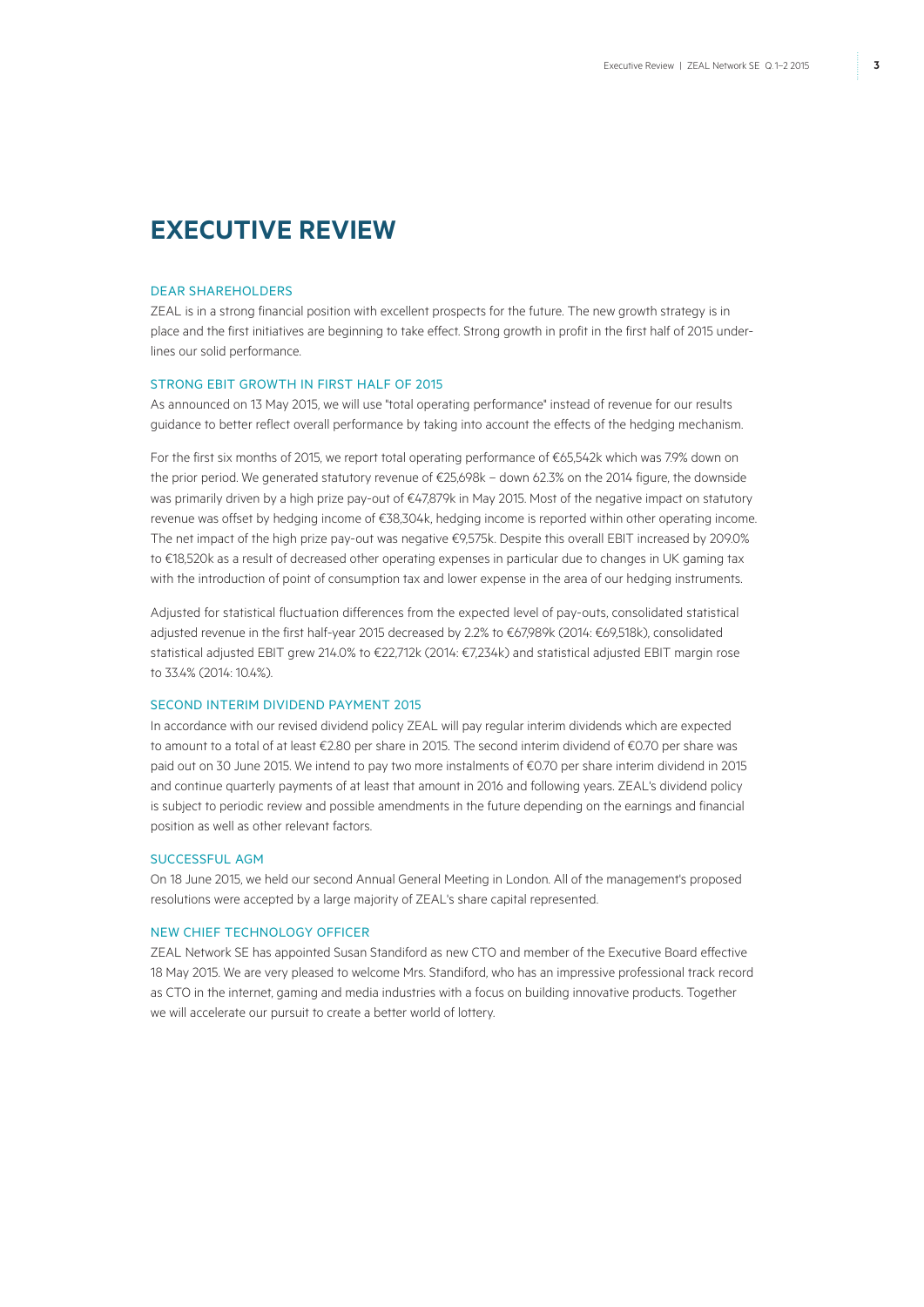# EXECUTIVE REVIEW

## DEAR SHAREHOLDERS

ZEAL is in a strong financial position with excellent prospects for the future. The new growth strategy is in place and the first initiatives are beginning to take effect. Strong growth in profit in the first half of 2015 underlines our solid performance.

## STRONG EBIT GROWTH IN FIRST HALF OF 2015

As announced on 13 May 2015, we will use "total operating performance" instead of revenue for our results guidance to better reflect overall performance by taking into account the effects of the hedging mechanism.

For the first six months of 2015, we report total operating performance of €65,542k which was 7.9% down on the prior period. We generated statutory revenue of €25,698k – down 62.3% on the 2014 figure, the downside was primarily driven by a high prize pay-out of €47,879k in May 2015. Most of the negative impact on statutory revenue was offset by hedging income of €38,304k, hedging income is reported within other operating income. The net impact of the high prize pay-out was negative €9,575k. Despite this overall EBIT increased by 209.0% to €18,520k as a result of decreased other operating expenses in particular due to changes in UK gaming tax with the introduction of point of consumption tax and lower expense in the area of our hedging instruments.

Adjusted for statistical fluctuation differences from the expected level of pay-outs, consolidated statistical adjusted revenue in the first half-year 2015 decreased by 2.2% to €67,989k (2014: €69,518k), consolidated statistical adjusted EBIT grew 214.0% to €22,712k (2014: €7,234k) and statistical adjusted EBIT margin rose to 33.4% (2014: 10.4%).

## SECOND INTERIM DIVIDEND PAYMENT 2015

In accordance with our revised dividend policy ZEAL will pay regular interim dividends which are expected to amount to a total of at least €2.80 per share in 2015. The second interim dividend of €0.70 per share was paid out on 30 June 2015. We intend to pay two more instalments of €0.70 per share interim dividend in 2015 and continue quarterly payments of at least that amount in 2016 and following years. ZEAL's dividend policy is subject to periodic review and possible amendments in the future depending on the earnings and financial position as well as other relevant factors.

## SUCCESSFUL AGM

On 18 June 2015, we held our second Annual General Meeting in London. All of the management's proposed resolutions were accepted by a large majority of ZEAL's share capital represented.

## NEW CHIEF TECHNOLOGY OFFICER

ZEAL Network SE has appointed Susan Standiford as new CTO and member of the Executive Board effective 18 May 2015. We are very pleased to welcome Mrs. Standiford, who has an impressive professional track record as CTO in the internet, gaming and media industries with a focus on building innovative products. Together we will accelerate our pursuit to create a better world of lottery.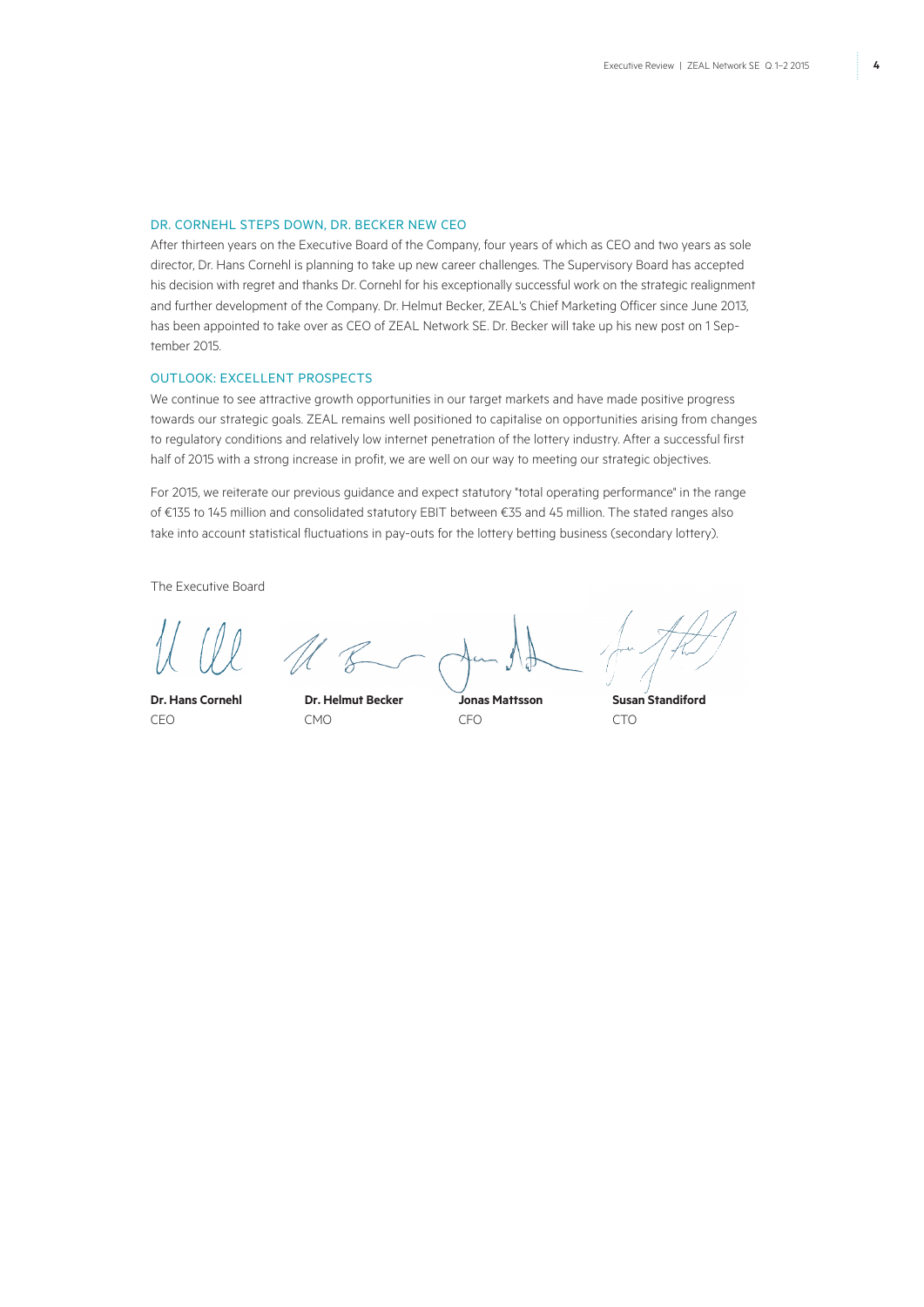## DR. CORNEHL STEPS DOWN, DR. BECKER NEW CEO

After thirteen years on the Executive Board of the Company, four years of which as CEO and two years as sole director, Dr. Hans Cornehl is planning to take up new career challenges. The Supervisory Board has accepted his decision with regret and thanks Dr. Cornehl for his exceptionally successful work on the strategic realignment and further development of the Company. Dr. Helmut Becker, ZEAL's Chief Marketing Officer since June 2013, has been appointed to take over as CEO of ZEAL Network SE. Dr. Becker will take up his new post on 1 September 2015.

## OUTLOOK: EXCELLENT PROSPECTS

We continue to see attractive growth opportunities in our target markets and have made positive progress towards our strategic goals. ZEAL remains well positioned to capitalise on opportunities arising from changes to regulatory conditions and relatively low internet penetration of the lottery industry. After a successful first half of 2015 with a strong increase in profit, we are well on our way to meeting our strategic objectives.

For 2015, we reiterate our previous guidance and expect statutory "total operating performance" in the range of €135 to 145 million and consolidated statutory EBIT between €35 and 45 million. The stated ranges also take into account statistical fluctuations in pay-outs for the lottery betting business (secondary lottery).

The Executive Board

| **Dr. Hans Cornehl** | **Dr. Helmut Becker** | **Jonas Mattsson** | **Susan Standiford** |
|---|---|---|---|
| CEO | CMO | CFO | CTO |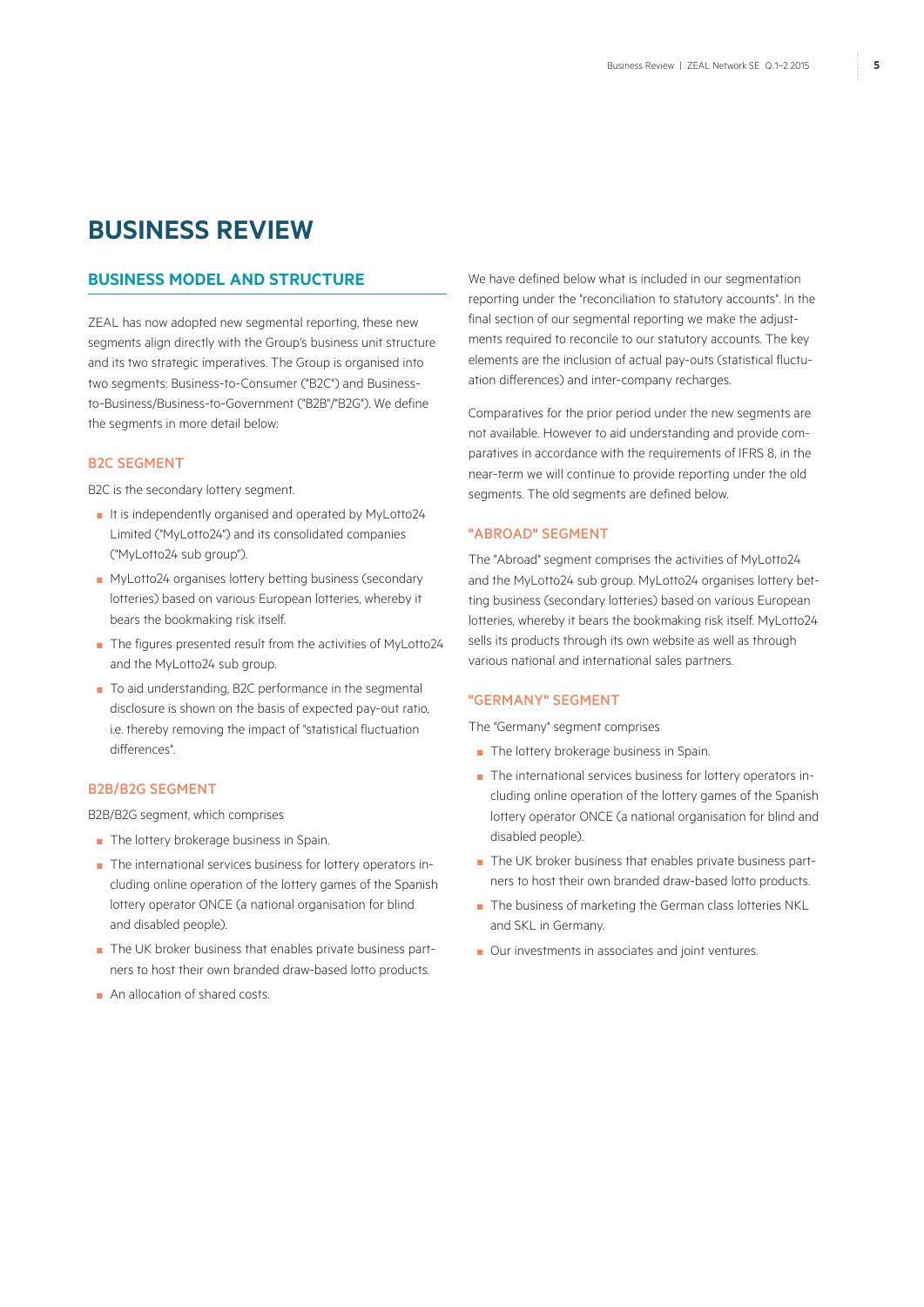# BUSINESS REVIEW

## BUSINESS MODEL AND STRUCTURE

ZEAL has now adopted new segmental reporting, these new segments align directly with the Group's business unit structure and its two strategic imperatives. The Group is organised into two segments: Business-to-Consumer ("B2C") and Business-to-Business/Business-to-Government ("B2B"/"B2G"). We define the segments in more detail below:

### B2C SEGMENT

B2C is the secondary lottery segment.

- It is independently organised and operated by MyLotto24 Limited ("MyLotto24") and its consolidated companies ("MyLotto24 sub group").
- MyLotto24 organises lottery betting business (secondary lotteries) based on various European lotteries, whereby it bears the bookmaking risk itself.
- The figures presented result from the activities of MyLotto24 and the MyLotto24 sub group.
- To aid understanding, B2C performance in the segmental disclosure is shown on the basis of expected pay-out ratio, i.e. thereby removing the impact of "statistical fluctuation differences".

### B2B/B2G SEGMENT

B2B/B2G segment, which comprises

- The lottery brokerage business in Spain.
- The international services business for lottery operators including online operation of the lottery games of the Spanish lottery operator ONCE (a national organisation for blind and disabled people).
- The UK broker business that enables private business partners to host their own branded draw-based lotto products.
- An allocation of shared costs.

We have defined below what is included in our segmentation reporting under the "reconciliation to statutory accounts". In the final section of our segmental reporting we make the adjustments required to reconcile to our statutory accounts. The key elements are the inclusion of actual pay-outs (statistical fluctuation differences) and inter-company recharges.

Comparatives for the prior period under the new segments are not available. However to aid understanding and provide comparatives in accordance with the requirements of IFRS 8, in the near-term we will continue to provide reporting under the old segments. The old segments are defined below.

### "ABROAD" SEGMENT

The "Abroad" segment comprises the activities of MyLotto24 and the MyLotto24 sub group. MyLotto24 organises lottery betting business (secondary lotteries) based on various European lotteries, whereby it bears the bookmaking risk itself. MyLotto24 sells its products through its own website as well as through various national and international sales partners.

### "GERMANY" SEGMENT

The "Germany" segment comprises

- The lottery brokerage business in Spain.
- The international services business for lottery operators including online operation of the lottery games of the Spanish lottery operator ONCE (a national organisation for blind and disabled people).
- The UK broker business that enables private business partners to host their own branded draw-based lotto products.
- The business of marketing the German class lotteries NKL and SKL in Germany.
- Our investments in associates and joint ventures.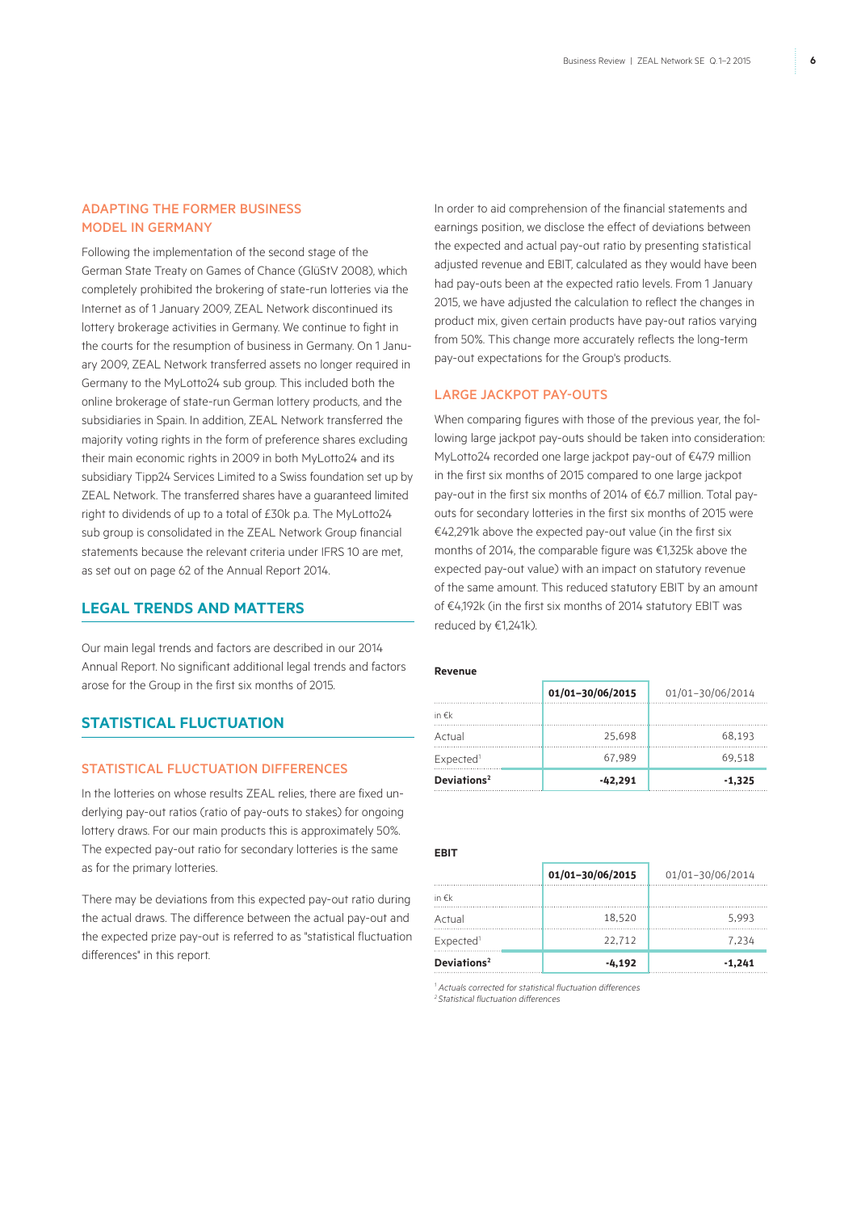### ADAPTING THE FORMER BUSINESS MODEL IN GERMANY

Following the implementation of the second stage of the German State Treaty on Games of Chance (GlüStV 2008), which completely prohibited the brokering of state-run lotteries via the Internet as of 1 January 2009, ZEAL Network discontinued its lottery brokerage activities in Germany. We continue to fight in the courts for the resumption of business in Germany. On 1 January 2009, ZEAL Network transferred assets no longer required in Germany to the MyLotto24 sub group. This included both the online brokerage of state-run German lottery products, and the subsidiaries in Spain. In addition, ZEAL Network transferred the majority voting rights in the form of preference shares excluding their main economic rights in 2009 in both MyLotto24 and its subsidiary Tipp24 Services Limited to a Swiss foundation set up by ZEAL Network. The transferred shares have a guaranteed limited right to dividends of up to a total of £30k p.a. The MyLotto24 sub group is consolidated in the ZEAL Network Group financial statements because the relevant criteria under IFRS 10 are met, as set out on page 62 of the Annual Report 2014.

## LEGAL TRENDS AND MATTERS

Our main legal trends and factors are described in our 2014 Annual Report. No significant additional legal trends and factors arose for the Group in the first six months of 2015.

## STATISTICAL FLUCTUATION

### STATISTICAL FLUCTUATION DIFFERENCES

In the lotteries on whose results ZEAL relies, there are fixed underlying pay-out ratios (ratio of pay-outs to stakes) for ongoing lottery draws. For our main products this is approximately 50%. The expected pay-out ratio for secondary lotteries is the same as for the primary lotteries.

There may be deviations from this expected pay-out ratio during the actual draws. The difference between the actual pay-out and the expected prize pay-out is referred to as "statistical fluctuation differences" in this report.

In order to aid comprehension of the financial statements and earnings position, we disclose the effect of deviations between the expected and actual pay-out ratio by presenting statistical adjusted revenue and EBIT, calculated as they would have been had pay-outs been at the expected ratio levels. From 1 January 2015, we have adjusted the calculation to reflect the changes in product mix, given certain products have pay-out ratios varying from 50%. This change more accurately reflects the long-term pay-out expectations for the Group's products.

### LARGE JACKPOT PAY-OUTS

When comparing figures with those of the previous year, the following large jackpot pay-outs should be taken into consideration: MyLotto24 recorded one large jackpot pay-out of €47.9 million in the first six months of 2015 compared to one large jackpot pay-out in the first six months of 2014 of €6.7 million. Total pay-outs for secondary lotteries in the first six months of 2015 were €42,291k above the expected pay-out value (in the first six months of 2014, the comparable figure was €1,325k above the expected pay-out value) with an impact on statutory revenue of the same amount. This reduced statutory EBIT by an amount of €4,192k (in the first six months of 2014 statutory EBIT was reduced by €1,241k).

**Revenue**

| | **01/01–30/06/2015** | 01/01–30/06/2014 |
|---|---|---|
| in €k | | |
| Actual | 25,698 | 68,193 |
| Expected[1] | 67,989 | 69,518 |
| **Deviations[2]** | **-42,291** | **-1,325** |

**EBIT**

| | **01/01–30/06/2015** | 01/01–30/06/2014 |
|---|---|---|
| in €k | | |
| Actual | 18,520 | 5,993 |
| Expected[1] | 22,712 | 7,234 |
| **Deviations[2]** | **-4,192** | **-1,241** |

[1] *Actuals corrected for statistical fluctuation differences*
[2] *Statistical fluctuation differences*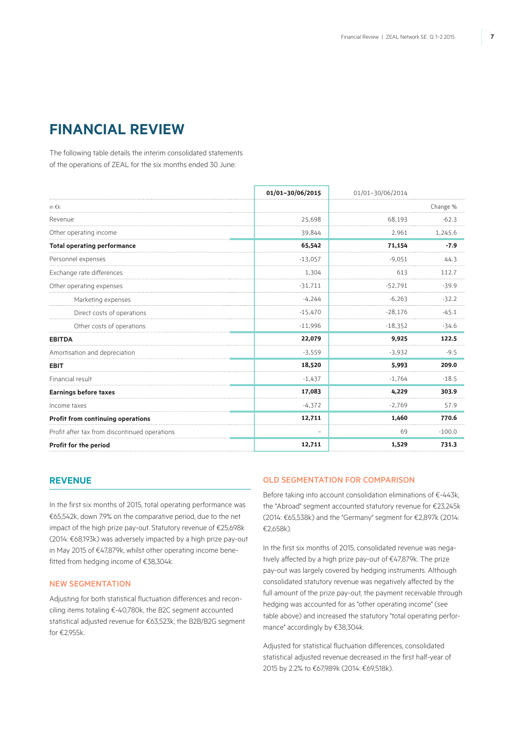# FINANCIAL REVIEW

The following table details the interim consolidated statements of the operations of ZEAL for the six months ended 30 June:

| | 01/01–30/06/2015 | 01/01–30/06/2014 | |
|---|---|---|---|
| in €k | | | Change % |
| Revenue | 25,698 | 68,193 | -62.3 |
| Other operating income | 39,844 | 2,961 | 1,245.6 |
| **Total operating performance** | **65,542** | **71,154** | **-7.9** |
| Personnel expenses | -13,057 | -9,051 | 44.3 |
| Exchange rate differences | 1,304 | 613 | 112.7 |
| Other operating expenses | -31,711 | -52,791 | -39.9 |
| Marketing expenses | -4,244 | -6,263 | -32.2 |
| Direct costs of operations | -15,470 | -28,176 | -45.1 |
| Other costs of operations | -11,996 | -18,352 | -34.6 |
| **EBITDA** | **22,079** | **9,925** | **122.5** |
| Amortisation and depreciation | -3,559 | -3,932 | -9.5 |
| **EBIT** | **18,520** | **5,993** | **209.0** |
| Financial result | -1,437 | -1,764 | -18.5 |
| **Earnings before taxes** | **17,083** | **4,229** | **303.9** |
| Income taxes | -4,372 | -2,769 | 57.9 |
| **Profit from continuing operations** | **12,711** | **1,460** | **770.6** |
| Profit after tax from discontinued operations | – | 69 | -100.0 |
| **Profit for the period** | **12,711** | **1,529** | **731.3** |

## REVENUE

In the first six months of 2015, total operating performance was €65,542k, down 7.9% on the comparative period, due to the net impact of the high prize pay-out. Statutory revenue of €25,698k (2014: €68,193k) was adversely impacted by a high prize pay-out in May 2015 of €47,879k, whilst other operating income benefitted from hedging income of €38,304k.

### NEW SEGMENTATION

Adjusting for both statistical fluctuation differences and reconciling items totaling €-40,780k, the B2C segment accounted statistical adjusted revenue for €63,523k, the B2B/B2G segment for €2,955k.

### OLD SEGMENTATION FOR COMPARISON

Before taking into account consolidation eliminations of €-443k, the "Abroad" segment accounted statutory revenue for €23,245k (2014: €65,538k) and the "Germany" segment for €2,897k (2014: €2,658k).

In the first six months of 2015, consolidated revenue was negatively affected by a high prize pay-out of €47,879k. The prize pay-out was largely covered by hedging instruments. Although consolidated statutory revenue was negatively affected by the full amount of the prize pay-out, the payment receivable through hedging was accounted for as "other operating income" (see table above) and increased the statutory "total operating performance" accordingly by €38,304k.

Adjusted for statistical fluctuation differences, consolidated statistical adjusted revenue decreased in the first half-year of 2015 by 2.2% to €67,989k (2014: €69,518k).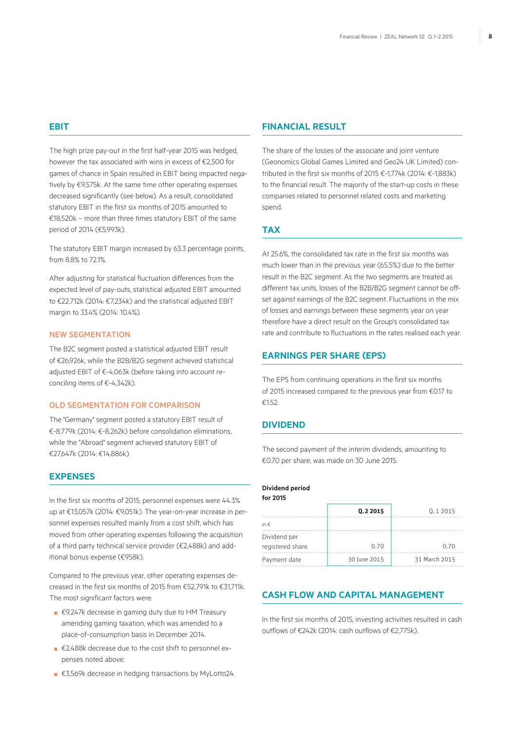## EBIT

The high prize pay-out in the first half-year 2015 was hedged, however the tax associated with wins in excess of €2,500 for games of chance in Spain resulted in EBIT being impacted negatively by €9,575k. At the same time other operating expenses decreased significantly (see below). As a result, consolidated statutory EBIT in the first six months of 2015 amounted to €18,520k – more than three times statutory EBIT of the same period of 2014 (€5,993k).

The statutory EBIT margin increased by 63.3 percentage points, from 8.8% to 72.1%.

After adjusting for statistical fluctuation differences from the expected level of pay-outs, statistical adjusted EBIT amounted to €22,712k (2014: €7,234k) and the statistical adjusted EBIT margin to 33.4% (2014: 10.4%).

### NEW SEGMENTATION

The B2C segment posted a statistical adjusted EBIT result of €26,926k, while the B2B/B2G segment achieved statistical adjusted EBIT of €-4,063k (before taking into account reconciling items of €-4,342k).

### OLD SEGMENTATION FOR COMPARISON

The "Germany" segment posted a statutory EBIT result of €-8,779k (2014: €-8,262k) before consolidation eliminations, while the "Abroad" segment achieved statutory EBIT of €27,647k (2014: €14,886k).

## EXPENSES

In the first six months of 2015, personnel expenses were 44.3% up at €13,057k (2014: €9,051k). The year-on-year increase in personnel expenses resulted mainly from a cost shift, which has moved from other operating expenses following the acquisition of a third party technical service provider (€2,488k) and additional bonus expense (€958k).

Compared to the previous year, other operating expenses decreased in the first six months of 2015 from €52,791k to €31,711k. The most significant factors were:

- €9,247k decrease in gaming duty due to HM Treasury amending gaming taxation, which was amended to a place-of-consumption basis in December 2014.
- €2,488k decrease due to the cost shift to personnel expenses noted above.
- €3,569k decrease in hedging transactions by MyLotto24.

## FINANCIAL RESULT

The share of the losses of the associate and joint venture (Geonomics Global Games Limited and Geo24 UK Limited) contributed in the first six months of 2015 €-1,774k (2014: €-1,883k) to the financial result. The majority of the start-up costs in these companies related to personnel related costs and marketing spend.

## TAX

At 25.6%, the consolidated tax rate in the first six months was much lower than in the previous year (65.5%) due to the better result in the B2C segment. As the two segments are treated as different tax units, losses of the B2B/B2G segment cannot be offset against earnings of the B2C segment. Fluctuations in the mix of losses and earnings between these segments year on year therefore have a direct result on the Group's consolidated tax rate and contribute to fluctuations in the rates realised each year.

## EARNINGS PER SHARE (EPS)

The EPS from continuing operations in the first six months of 2015 increased compared to the previous year from €0.17 to €1.52.

## DIVIDEND

The second payment of the interim dividends, amounting to €0.70 per share, was made on 30 June 2015.

**Dividend period for 2015**

| | **Q. 2 2015** | Q. 1 2015 |
|---|---|---|
| in € | | |
| Dividend per registered share | 0.70 | 0.70 |
| Payment date | 30 June 2015 | 31 March 2015 |

## CASH FLOW AND CAPITAL MANAGEMENT

In the first six months of 2015, investing activities resulted in cash outflows of €242k (2014: cash outflows of €2,775k).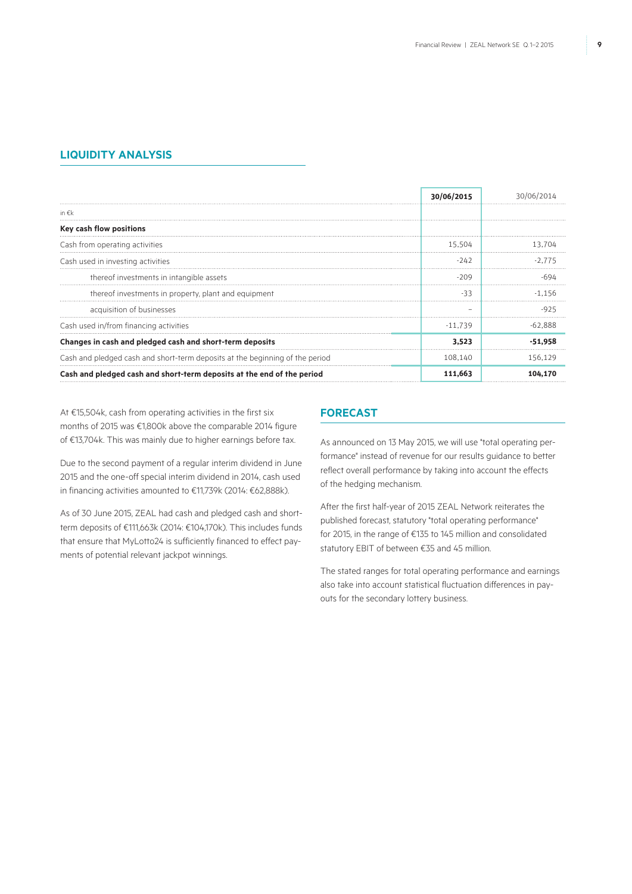## LIQUIDITY ANALYSIS

| | 30/06/2015 | 30/06/2014 |
|---|---|---|
| in €k | | |
| **Key cash flow positions** | | |
| Cash from operating activities | 15,504 | 13,704 |
| Cash used in investing activities | -242 | -2,775 |
| thereof investments in intangible assets | -209 | -694 |
| thereof investments in property, plant and equipment | -33 | -1,156 |
| acquisition of businesses | – | -925 |
| Cash used in/from financing activities | -11,739 | -62,888 |
| **Changes in cash and pledged cash and short-term deposits** | **3,523** | **-51,958** |
| Cash and pledged cash and short-term deposits at the beginning of the period | 108,140 | 156,129 |
| **Cash and pledged cash and short-term deposits at the end of the period** | **111,663** | **104,170** |

At €15,504k, cash from operating activities in the first six months of 2015 was €1,800k above the comparable 2014 figure of €13,704k. This was mainly due to higher earnings before tax.

Due to the second payment of a regular interim dividend in June 2015 and the one-off special interim dividend in 2014, cash used in financing activities amounted to €11,739k (2014: €62,888k).

As of 30 June 2015, ZEAL had cash and pledged cash and short-term deposits of €111,663k (2014: €104,170k). This includes funds that ensure that MyLotto24 is sufficiently financed to effect payments of potential relevant jackpot winnings.

## FORECAST

As announced on 13 May 2015, we will use "total operating performance" instead of revenue for our results guidance to better reflect overall performance by taking into account the effects of the hedging mechanism.

After the first half-year of 2015 ZEAL Network reiterates the published forecast, statutory "total operating performance" for 2015, in the range of €135 to 145 million and consolidated statutory EBIT of between €35 and 45 million.

The stated ranges for total operating performance and earnings also take into account statistical fluctuation differences in payouts for the secondary lottery business.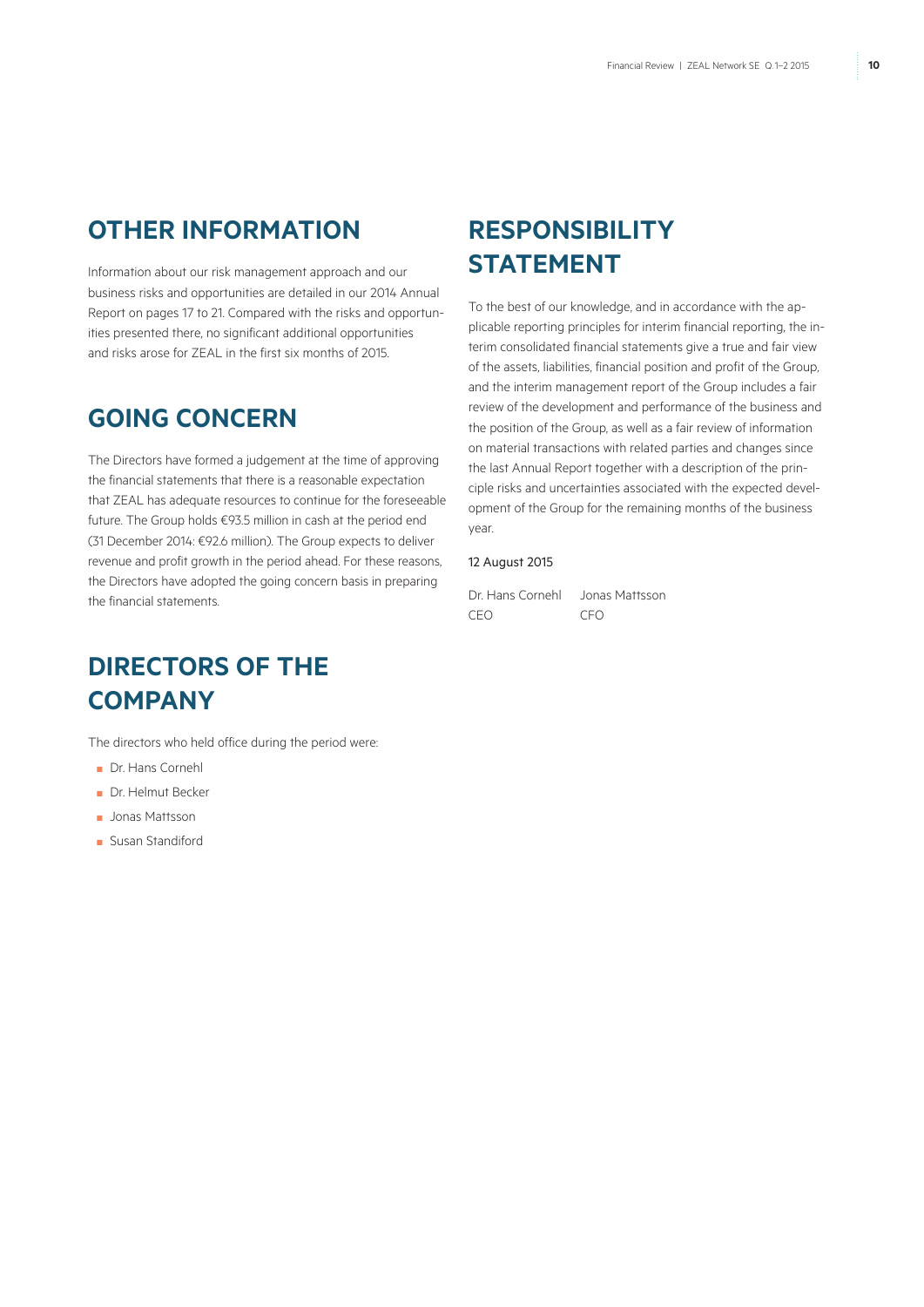## OTHER INFORMATION

Information about our risk management approach and our business risks and opportunities are detailed in our 2014 Annual Report on pages 17 to 21. Compared with the risks and opportunities presented there, no significant additional opportunities and risks arose for ZEAL in the first six months of 2015.

## GOING CONCERN

The Directors have formed a judgement at the time of approving the financial statements that there is a reasonable expectation that ZEAL has adequate resources to continue for the foreseeable future. The Group holds €93.5 million in cash at the period end (31 December 2014: €92.6 million). The Group expects to deliver revenue and profit growth in the period ahead. For these reasons, the Directors have adopted the going concern basis in preparing the financial statements.

## DIRECTORS OF THE COMPANY

The directors who held office during the period were:

- Dr. Hans Cornehl
- Dr. Helmut Becker
- Jonas Mattsson
- Susan Standiford

## RESPONSIBILITY STATEMENT

To the best of our knowledge, and in accordance with the applicable reporting principles for interim financial reporting, the interim consolidated financial statements give a true and fair view of the assets, liabilities, financial position and profit of the Group, and the interim management report of the Group includes a fair review of the development and performance of the business and the position of the Group, as well as a fair review of information on material transactions with related parties and changes since the last Annual Report together with a description of the principle risks and uncertainties associated with the expected development of the Group for the remaining months of the business year.

12 August 2015

| Dr. Hans Cornehl | Jonas Mattsson |
|---|---|
| CEO | CFO |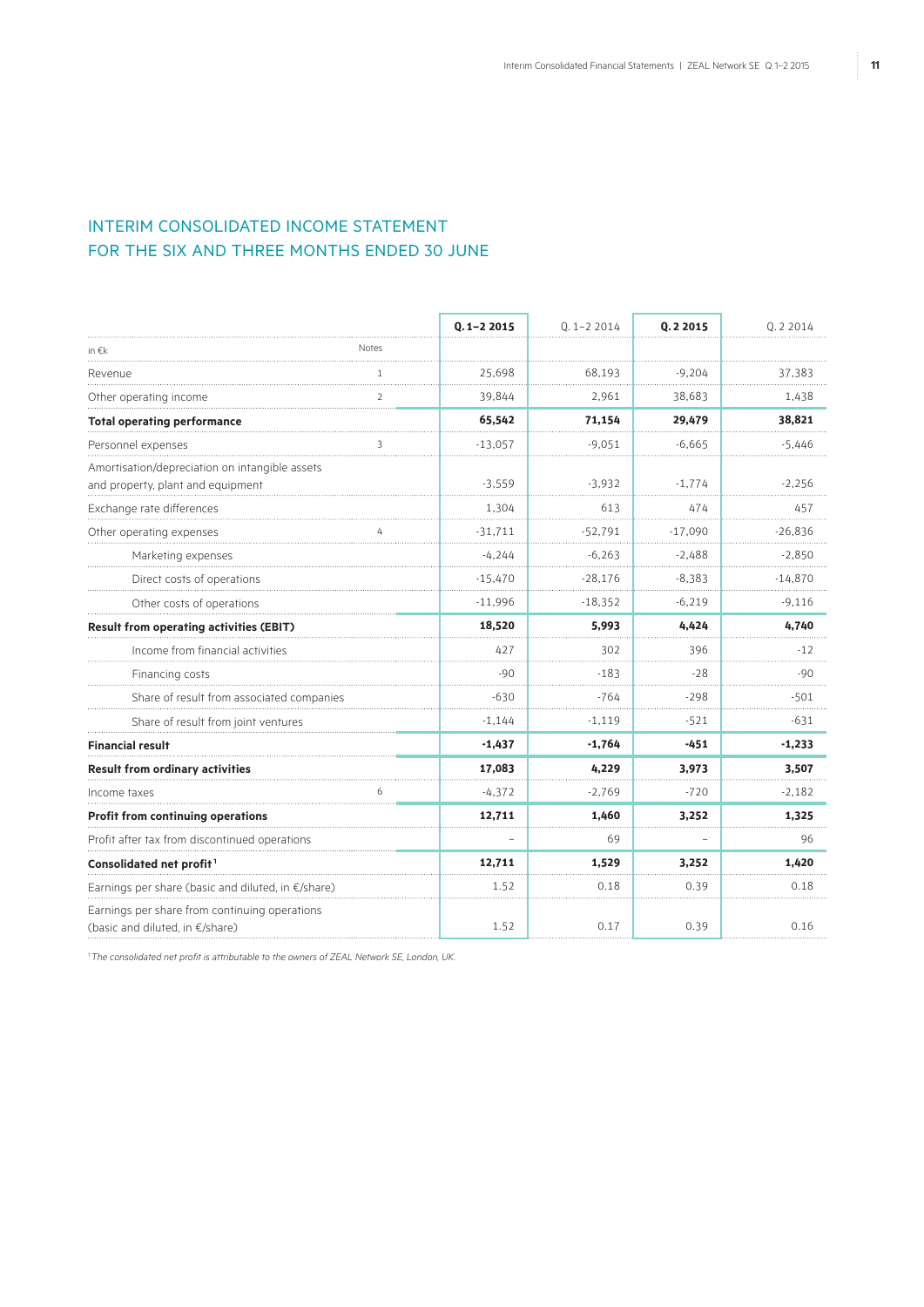## INTERIM CONSOLIDATED INCOME STATEMENT
## FOR THE SIX AND THREE MONTHS ENDED 30 JUNE

| in €k | Notes | **Q. 1–2 2015** | Q. 1–2 2014 | **Q. 2 2015** | Q. 2 2014 |
|---|---|---|---|---|---|
| Revenue | 1 | 25,698 | 68,193 | -9,204 | 37,383 |
| Other operating income | 2 | 39,844 | 2,961 | 38,683 | 1,438 |
| **Total operating performance** | | **65,542** | **71,154** | **29,479** | **38,821** |
| Personnel expenses | 3 | -13,057 | -9,051 | -6,665 | -5,446 |
| Amortisation/depreciation on intangible assets and property, plant and equipment | | -3,559 | -3,932 | -1,774 | -2,256 |
| Exchange rate differences | | 1,304 | 613 | 474 | 457 |
| Other operating expenses | 4 | -31,711 | -52,791 | -17,090 | -26,836 |
| Marketing expenses | | -4,244 | -6,263 | -2,488 | -2,850 |
| Direct costs of operations | | -15,470 | -28,176 | -8,383 | -14,870 |
| Other costs of operations | | -11,996 | -18,352 | -6,219 | -9,116 |
| **Result from operating activities (EBIT)** | | **18,520** | **5,993** | **4,424** | **4,740** |
| Income from financial activities | | 427 | 302 | 396 | -12 |
| Financing costs | | -90 | -183 | -28 | -90 |
| Share of result from associated companies | | -630 | -764 | -298 | -501 |
| Share of result from joint ventures | | -1,144 | -1,119 | -521 | -631 |
| **Financial result** | | **-1,437** | **-1,764** | **-451** | **-1,233** |
| **Result from ordinary activities** | | **17,083** | **4,229** | **3,973** | **3,507** |
| Income taxes | 6 | -4,372 | -2,769 | -720 | -2,182 |
| **Profit from continuing operations** | | **12,711** | **1,460** | **3,252** | **1,325** |
| Profit after tax from discontinued operations | | – | 69 | – | 96 |
| **Consolidated net profit**[1] | | **12,711** | **1,529** | **3,252** | **1,420** |
| Earnings per share (basic and diluted, in €/share) | | 1.52 | 0.18 | 0.39 | 0.18 |
| Earnings per share from continuing operations (basic and diluted, in €/share) | | 1.52 | 0.17 | 0.39 | 0.16 |

[1] *The consolidated net profit is attributable to the owners of ZEAL Network SE, London, UK.*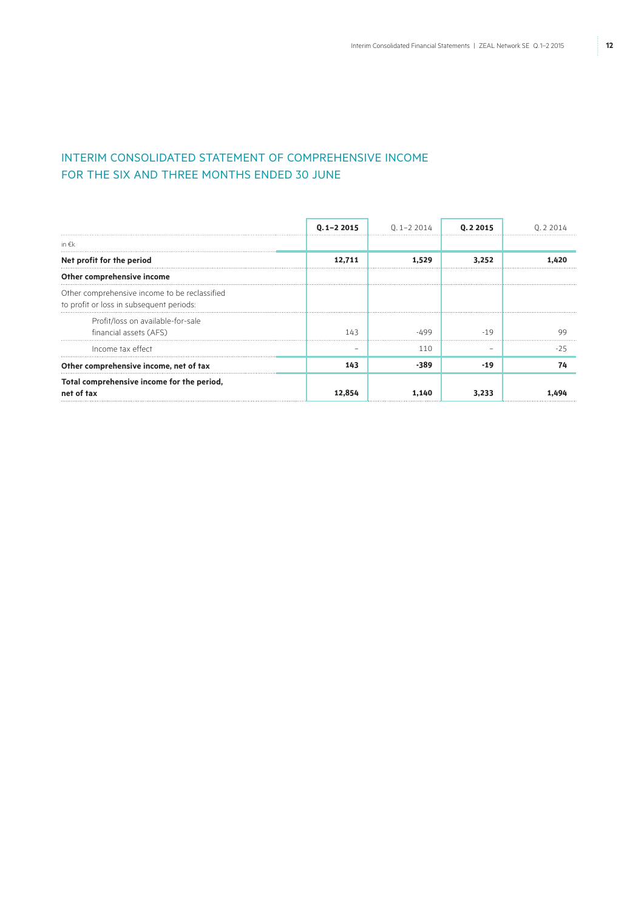## INTERIM CONSOLIDATED STATEMENT OF COMPREHENSIVE INCOME FOR THE SIX AND THREE MONTHS ENDED 30 JUNE

| in €k | **Q. 1–2 2015** | Q. 1–2 2014 | **Q. 2 2015** | Q. 2 2014 |
|---|---|---|---|---|
| **Net profit for the period** | **12,711** | **1,529** | **3,252** | **1,420** |
| **Other comprehensive income** | | | | |
| Other comprehensive income to be reclassified to profit or loss in subsequent periods: | | | | |
| Profit/loss on available-for-sale financial assets (AFS) | 143 | -499 | -19 | 99 |
| Income tax effect | – | 110 | – | -25 |
| **Other comprehensive income, net of tax** | **143** | **-389** | **-19** | **74** |
| **Total comprehensive income for the period, net of tax** | **12,854** | **1,140** | **3,233** | **1,494** |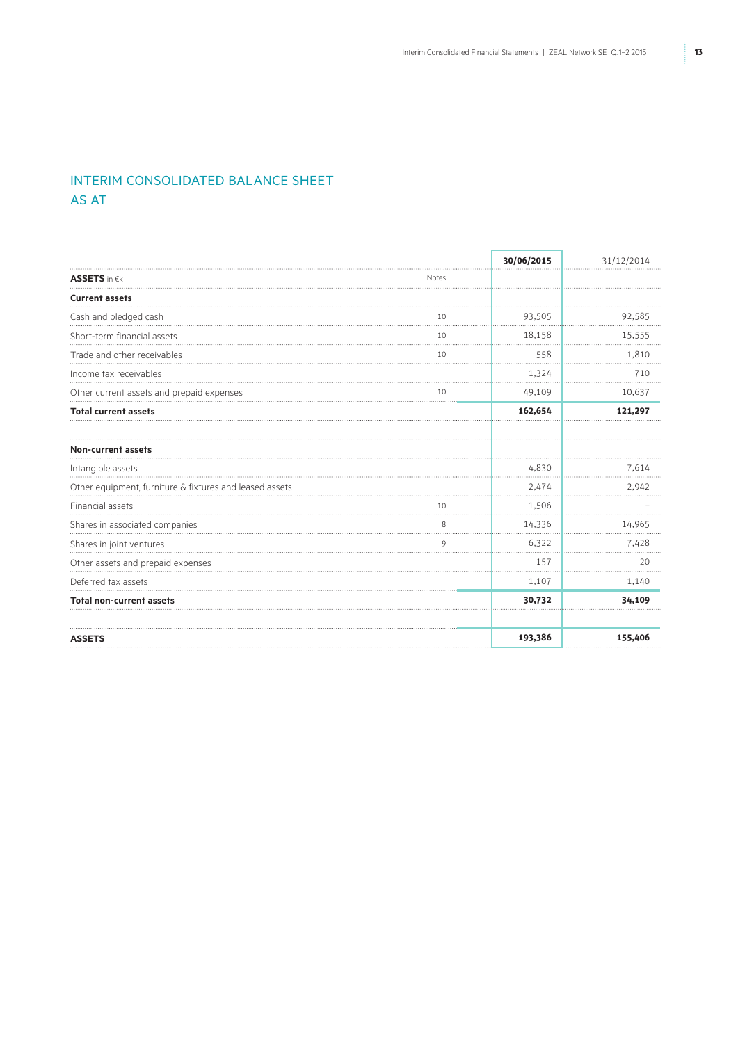## INTERIM CONSOLIDATED BALANCE SHEET AS AT

| ASSETS in €k | Notes | 30/06/2015 | 31/12/2014 |
|---|---|---|---|
| **Current assets** | | | |
| Cash and pledged cash | 10 | 93,505 | 92,585 |
| Short-term financial assets | 10 | 18,158 | 15,555 |
| Trade and other receivables | 10 | 558 | 1,810 |
| Income tax receivables | | 1,324 | 710 |
| Other current assets and prepaid expenses | 10 | 49,109 | 10,637 |
| **Total current assets** | | **162,654** | **121,297** |
| | | | |
| **Non-current assets** | | | |
| Intangible assets | | 4,830 | 7,614 |
| Other equipment, furniture & fixtures and leased assets | | 2,474 | 2,942 |
| Financial assets | 10 | 1,506 | – |
| Shares in associated companies | 8 | 14,336 | 14,965 |
| Shares in joint ventures | 9 | 6,322 | 7,428 |
| Other assets and prepaid expenses | | 157 | 20 |
| Deferred tax assets | | 1,107 | 1,140 |
| **Total non-current assets** | | **30,732** | **34,109** |
| | | | |
| **ASSETS** | | **193,386** | **155,406** |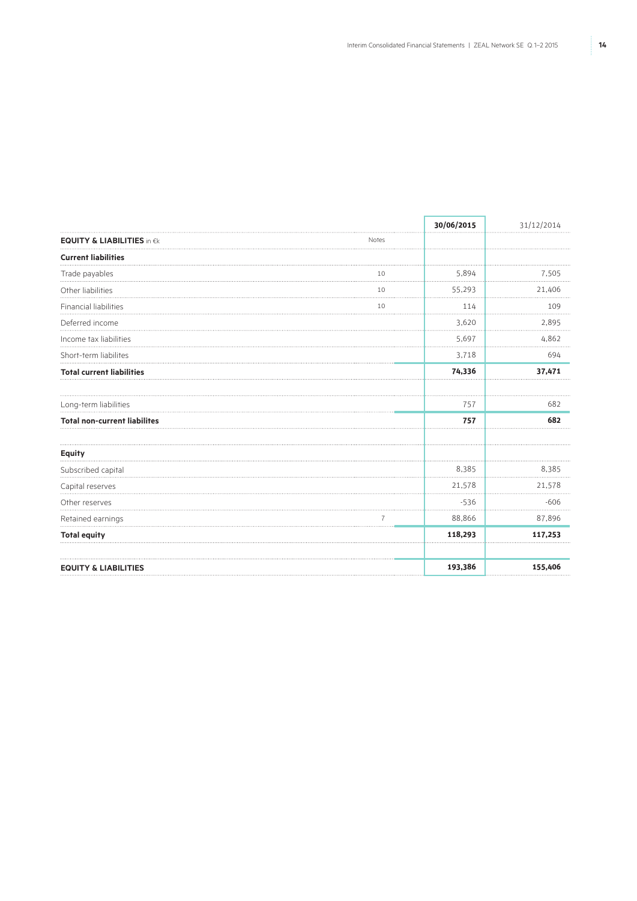| EQUITY & LIABILITIES in €k | Notes | 30/06/2015 | 31/12/2014 |
|---|---|---|---|
| **Current liabilities** | | | |
| Trade payables | 10 | 5,894 | 7,505 |
| Other liabilities | 10 | 55,293 | 21,406 |
| Financial liabilities | 10 | 114 | 109 |
| Deferred income | | 3,620 | 2,895 |
| Income tax liabilities | | 5,697 | 4,862 |
| Short-term liabilites | | 3,718 | 694 |
| **Total current liabilities** | | **74,336** | **37,471** |
| | | | |
| Long-term liabilities | | 757 | 682 |
| **Total non-current liabilites** | | **757** | **682** |
| | | | |
| **Equity** | | | |
| Subscribed capital | | 8,385 | 8,385 |
| Capital reserves | | 21,578 | 21,578 |
| Other reserves | | -536 | -606 |
| Retained earnings | 7 | 88,866 | 87,896 |
| **Total equity** | | **118,293** | **117,253** |
| | | | |
| **EQUITY & LIABILITIES** | | **193,386** | **155,406** |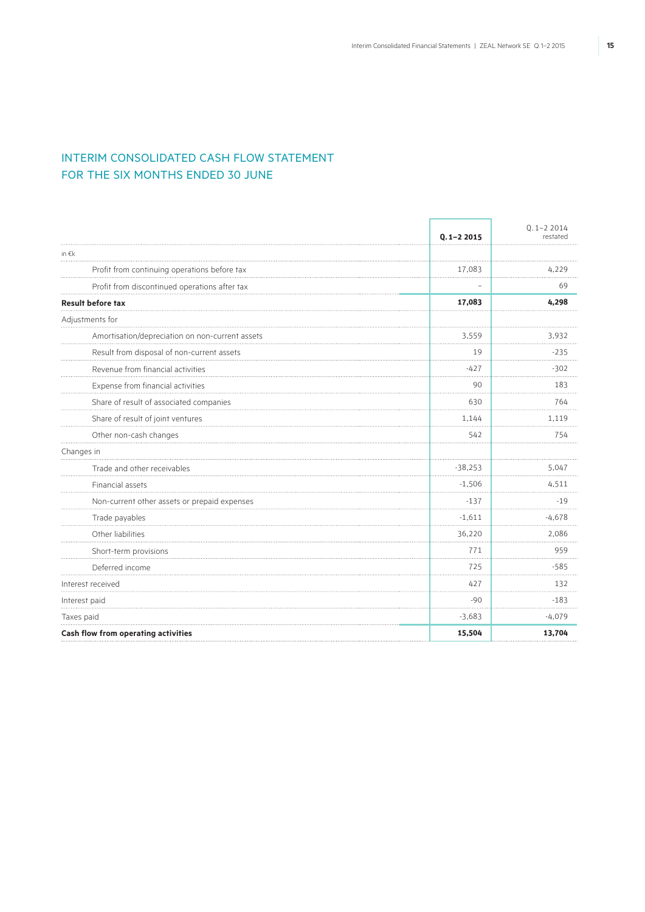## INTERIM CONSOLIDATED CASH FLOW STATEMENT FOR THE SIX MONTHS ENDED 30 JUNE

| in €k | Q. 1–2 2015 | Q. 1–2 2014 restated |
|---|---|---|
| Profit from continuing operations before tax | 17,083 | 4,229 |
| Profit from discontinued operations after tax | – | 69 |
| **Result before tax** | **17,083** | **4,298** |
| Adjustments for | | |
| Amortisation/depreciation on non-current assets | 3,559 | 3,932 |
| Result from disposal of non-current assets | 19 | -235 |
| Revenue from financial activities | -427 | -302 |
| Expense from financial activities | 90 | 183 |
| Share of result of associated companies | 630 | 764 |
| Share of result of joint ventures | 1,144 | 1,119 |
| Other non-cash changes | 542 | 754 |
| Changes in | | |
| Trade and other receivables | -38,253 | 5,047 |
| Financial assets | -1,506 | 4,511 |
| Non-current other assets or prepaid expenses | -137 | -19 |
| Trade payables | -1,611 | -4,678 |
| Other liabilities | 36,220 | 2,086 |
| Short-term provisions | 771 | 959 |
| Deferred income | 725 | -585 |
| Interest received | 427 | 132 |
| Interest paid | -90 | -183 |
| Taxes paid | -3,683 | -4,079 |
| **Cash flow from operating activities** | **15,504** | **13,704** |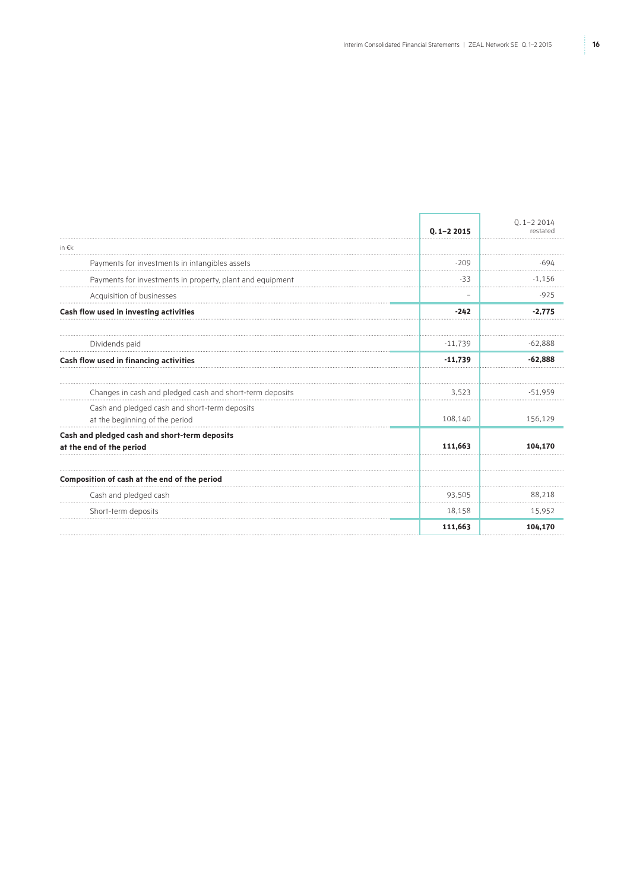| | Q. 1–2 2015 | Q. 1–2 2014 restated |
|---|---|---|
| in €k | | |
| Payments for investments in intangibles assets | -209 | -694 |
| Payments for investments in property, plant and equipment | -33 | -1,156 |
| Acquisition of businesses | – | -925 |
| **Cash flow used in investing activities** | **-242** | **-2,775** |
| | | |
| Dividends paid | -11,739 | -62,888 |
| **Cash flow used in financing activities** | **-11,739** | **-62,888** |
| | | |
| Changes in cash and pledged cash and short-term deposits | 3,523 | -51,959 |
| Cash and pledged cash and short-term deposits at the beginning of the period | 108,140 | 156,129 |
| **Cash and pledged cash and short-term deposits at the end of the period** | **111,663** | **104,170** |
| | | |
| **Composition of cash at the end of the period** | | |
| Cash and pledged cash | 93,505 | 88,218 |
| Short-term deposits | 18,158 | 15,952 |
| | **111,663** | **104,170** |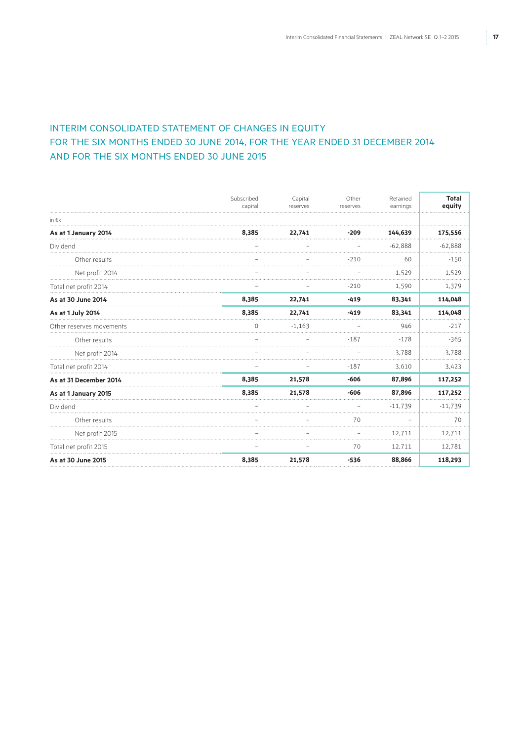## INTERIM CONSOLIDATED STATEMENT OF CHANGES IN EQUITY FOR THE SIX MONTHS ENDED 30 JUNE 2014, FOR THE YEAR ENDED 31 DECEMBER 2014 AND FOR THE SIX MONTHS ENDED 30 JUNE 2015

| | Subscribed capital | Capital reserves | Other reserves | Retained earnings | **Total equity** |
|---|---|---|---|---|---|
| in €k | | | | | |
| **As at 1 January 2014** | **8,385** | **22,741** | **-209** | **144,639** | **175,556** |
| Dividend | – | – | – | -62,888 | -62,888 |
| Other results | – | – | -210 | 60 | -150 |
| Net profit 2014 | – | – | – | 1,529 | 1,529 |
| Total net profit 2014 | – | – | -210 | 1,590 | 1,379 |
| **As at 30 June 2014** | **8,385** | **22,741** | **-419** | **83,341** | **114,048** |
| **As at 1 July 2014** | **8,385** | **22,741** | **-419** | **83,341** | **114,048** |
| Other reserves movements | 0 | -1,163 | – | 946 | -217 |
| Other results | – | – | -187 | -178 | -365 |
| Net profit 2014 | – | – | – | 3,788 | 3,788 |
| Total net profit 2014 | – | – | -187 | 3,610 | 3,423 |
| **As at 31 December 2014** | **8,385** | **21,578** | **-606** | **87,896** | **117,252** |
| **As at 1 January 2015** | **8,385** | **21,578** | **-606** | **87,896** | **117,252** |
| Dividend | – | – | – | -11,739 | -11,739 |
| Other results | – | – | 70 | – | 70 |
| Net profit 2015 | – | – | – | 12,711 | 12,711 |
| Total net profit 2015 | – | – | 70 | 12,711 | 12,781 |
| **As at 30 June 2015** | **8,385** | **21,578** | **-536** | **88,866** | **118,293** |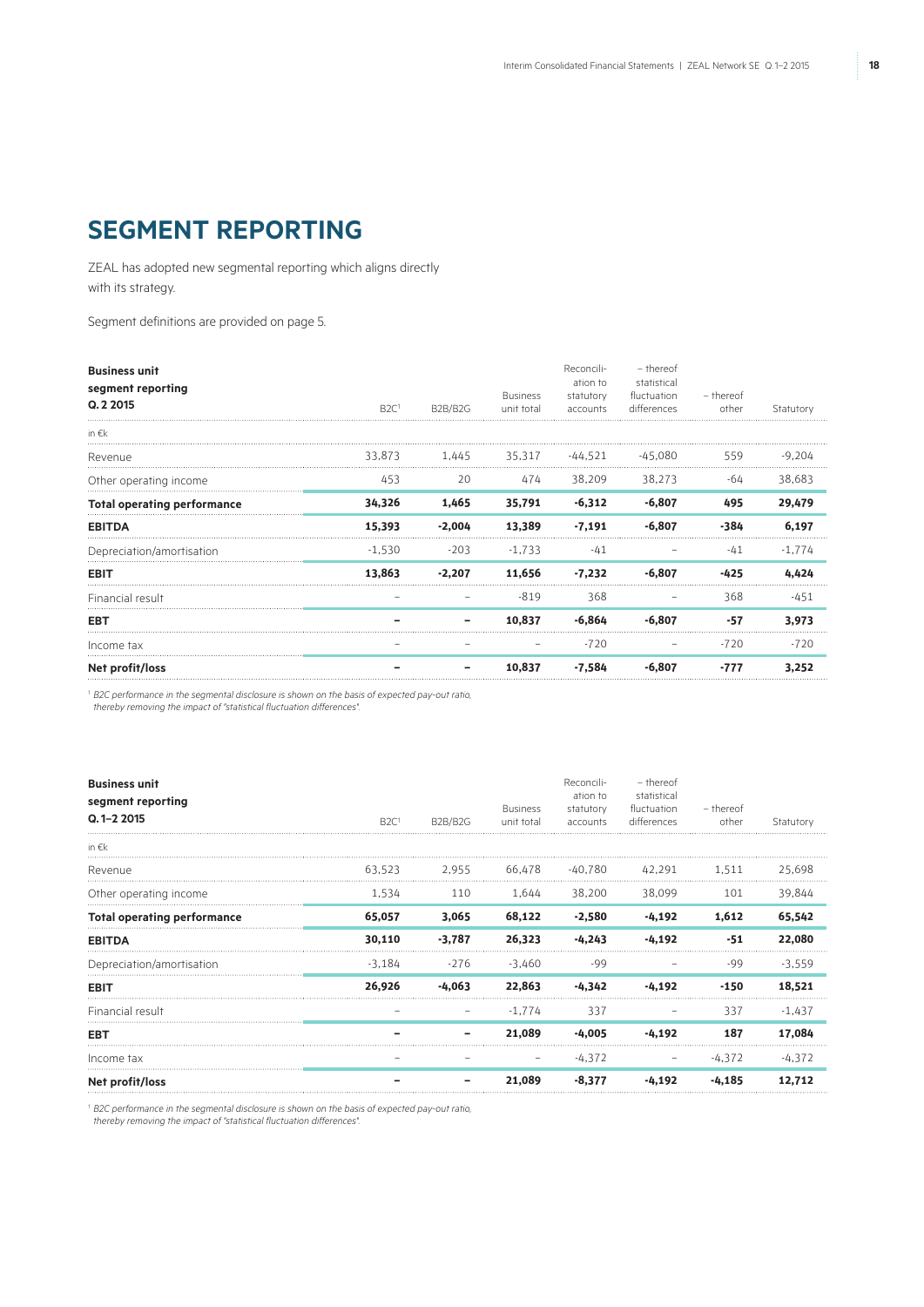# SEGMENT REPORTING

ZEAL has adopted new segmental reporting which aligns directly with its strategy.

Segment definitions are provided on page 5.

| Business unit segment reporting Q. 2 2015 | B2C[1] | B2B/B2G | Business unit total | Reconciliation to statutory accounts | – thereof statistical fluctuation differences | – thereof other | Statutory |
|---|---|---|---|---|---|---|---|
| in €k | | | | | | | |
| Revenue | 33,873 | 1,445 | 35,317 | -44,521 | -45,080 | 559 | -9,204 |
| Other operating income | 453 | 20 | 474 | 38,209 | 38,273 | -64 | 38,683 |
| **Total operating performance** | **34,326** | **1,465** | **35,791** | **-6,312** | **-6,807** | **495** | **29,479** |
| **EBITDA** | **15,393** | **-2,004** | **13,389** | **-7,191** | **-6,807** | **-384** | **6,197** |
| Depreciation/amortisation | -1,530 | -203 | -1,733 | -41 | – | -41 | -1,774 |
| **EBIT** | **13,863** | **-2,207** | **11,656** | **-7,232** | **-6,807** | **-425** | **4,424** |
| Financial result | – | – | -819 | 368 | – | 368 | -451 |
| **EBT** | **–** | **–** | **10,837** | **-6,864** | **-6,807** | **-57** | **3,973** |
| Income tax | – | – | – | -720 | – | -720 | -720 |
| **Net profit/loss** | **–** | **–** | **10,837** | **-7,584** | **-6,807** | **-777** | **3,252** |

[1] *B2C performance in the segmental disclosure is shown on the basis of expected pay-out ratio, thereby removing the impact of "statistical fluctuation differences".*

| Business unit segment reporting Q. 1–2 2015 | B2C[1] | B2B/B2G | Business unit total | Reconciliation to statutory accounts | – thereof statistical fluctuation differences | – thereof other | Statutory |
|---|---|---|---|---|---|---|---|
| in €k | | | | | | | |
| Revenue | 63,523 | 2,955 | 66,478 | -40,780 | 42,291 | 1,511 | 25,698 |
| Other operating income | 1,534 | 110 | 1,644 | 38,200 | 38,099 | 101 | 39,844 |
| **Total operating performance** | **65,057** | **3,065** | **68,122** | **-2,580** | **-4,192** | **1,612** | **65,542** |
| **EBITDA** | **30,110** | **-3,787** | **26,323** | **-4,243** | **-4,192** | **-51** | **22,080** |
| Depreciation/amortisation | -3,184 | -276 | -3,460 | -99 | – | -99 | -3,559 |
| **EBIT** | **26,926** | **-4,063** | **22,863** | **-4,342** | **-4,192** | **-150** | **18,521** |
| Financial result | – | – | -1,774 | 337 | – | 337 | -1,437 |
| **EBT** | **–** | **–** | **21,089** | **-4,005** | **-4,192** | **187** | **17,084** |
| Income tax | – | – | – | -4,372 | – | -4,372 | -4,372 |
| **Net profit/loss** | **–** | **–** | **21,089** | **-8,377** | **-4,192** | **-4,185** | **12,712** |

[1] *B2C performance in the segmental disclosure is shown on the basis of expected pay-out ratio, thereby removing the impact of "statistical fluctuation differences".*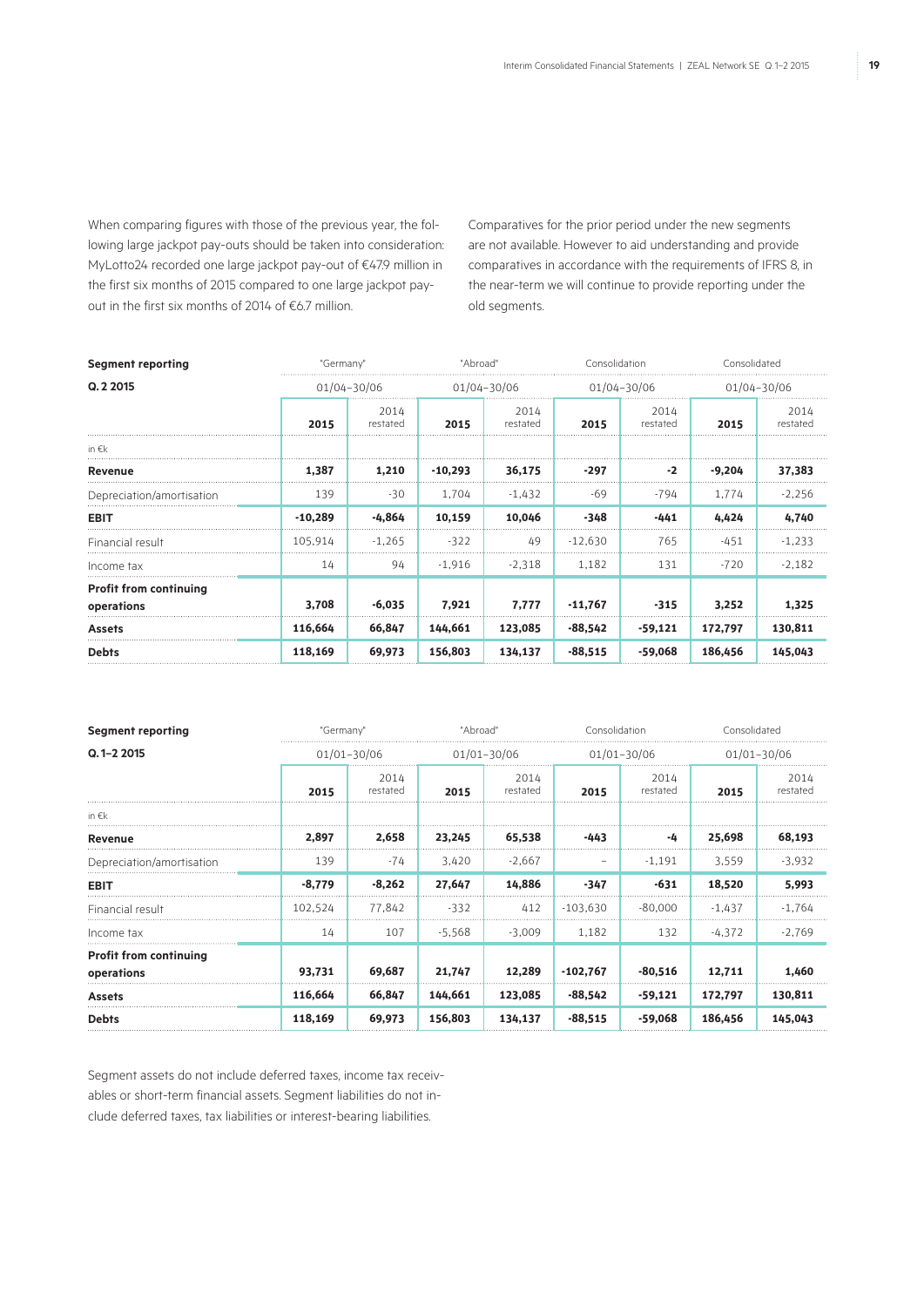When comparing figures with those of the previous year, the following large jackpot pay-outs should be taken into consideration: MyLotto24 recorded one large jackpot pay-out of €47.9 million in the first six months of 2015 compared to one large jackpot pay-out in the first six months of 2014 of €6.7 million.

Comparatives for the prior period under the new segments are not available. However to aid understanding and provide comparatives in accordance with the requirements of IFRS 8, in the near-term we will continue to provide reporting under the old segments.

| **Segment reporting** | "Germany" | | "Abroad" | | Consolidation | | Consolidated | |
|---|---|---|---|---|---|---|---|---|
| **Q. 2 2015** | 01/04–30/06 | | 01/04–30/06 | | 01/04–30/06 | | 01/04–30/06 | |
| | **2015** | 2014 restated | **2015** | 2014 restated | **2015** | 2014 restated | **2015** | 2014 restated |
| in €k | | | | | | | | |
| **Revenue** | **1,387** | **1,210** | **-10,293** | **36,175** | **-297** | **-2** | **-9,204** | **37,383** |
| Depreciation/amortisation | 139 | -30 | 1,704 | -1,432 | -69 | -794 | 1,774 | -2,256 |
| **EBIT** | **-10,289** | **-4,864** | **10,159** | **10,046** | **-348** | **-441** | **4,424** | **4,740** |
| Financial result | 105,914 | -1,265 | -322 | 49 | -12,630 | 765 | -451 | -1,233 |
| Income tax | 14 | 94 | -1,916 | -2,318 | 1,182 | 131 | -720 | -2,182 |
| **Profit from continuing operations** | **3,708** | **-6,035** | **7,921** | **7,777** | **-11,767** | **-315** | **3,252** | **1,325** |
| **Assets** | **116,664** | **66,847** | **144,661** | **123,085** | **-88,542** | **-59,121** | **172,797** | **130,811** |
| **Debts** | **118,169** | **69,973** | **156,803** | **134,137** | **-88,515** | **-59,068** | **186,456** | **145,043** |

| **Segment reporting** | "Germany" | | "Abroad" | | Consolidation | | Consolidated | |
|---|---|---|---|---|---|---|---|---|
| **Q. 1–2 2015** | 01/01–30/06 | | 01/01–30/06 | | 01/01–30/06 | | 01/01–30/06 | |
| | **2015** | 2014 restated | **2015** | 2014 restated | **2015** | 2014 restated | **2015** | 2014 restated |
| in €k | | | | | | | | |
| **Revenue** | **2,897** | **2,658** | **23,245** | **65,538** | **-443** | **-4** | **25,698** | **68,193** |
| Depreciation/amortisation | 139 | -74 | 3,420 | -2,667 | – | -1,191 | 3,559 | -3,932 |
| **EBIT** | **-8,779** | **-8,262** | **27,647** | **14,886** | **-347** | **-631** | **18,520** | **5,993** |
| Financial result | 102,524 | 77,842 | -332 | 412 | -103,630 | -80,000 | -1,437 | -1,764 |
| Income tax | 14 | 107 | -5,568 | -3,009 | 1,182 | 132 | -4,372 | -2,769 |
| **Profit from continuing operations** | **93,731** | **69,687** | **21,747** | **12,289** | **-102,767** | **-80,516** | **12,711** | **1,460** |
| **Assets** | **116,664** | **66,847** | **144,661** | **123,085** | **-88,542** | **-59,121** | **172,797** | **130,811** |
| **Debts** | **118,169** | **69,973** | **156,803** | **134,137** | **-88,515** | **-59,068** | **186,456** | **145,043** |

Segment assets do not include deferred taxes, income tax receivables or short-term financial assets. Segment liabilities do not include deferred taxes, tax liabilities or interest-bearing liabilities.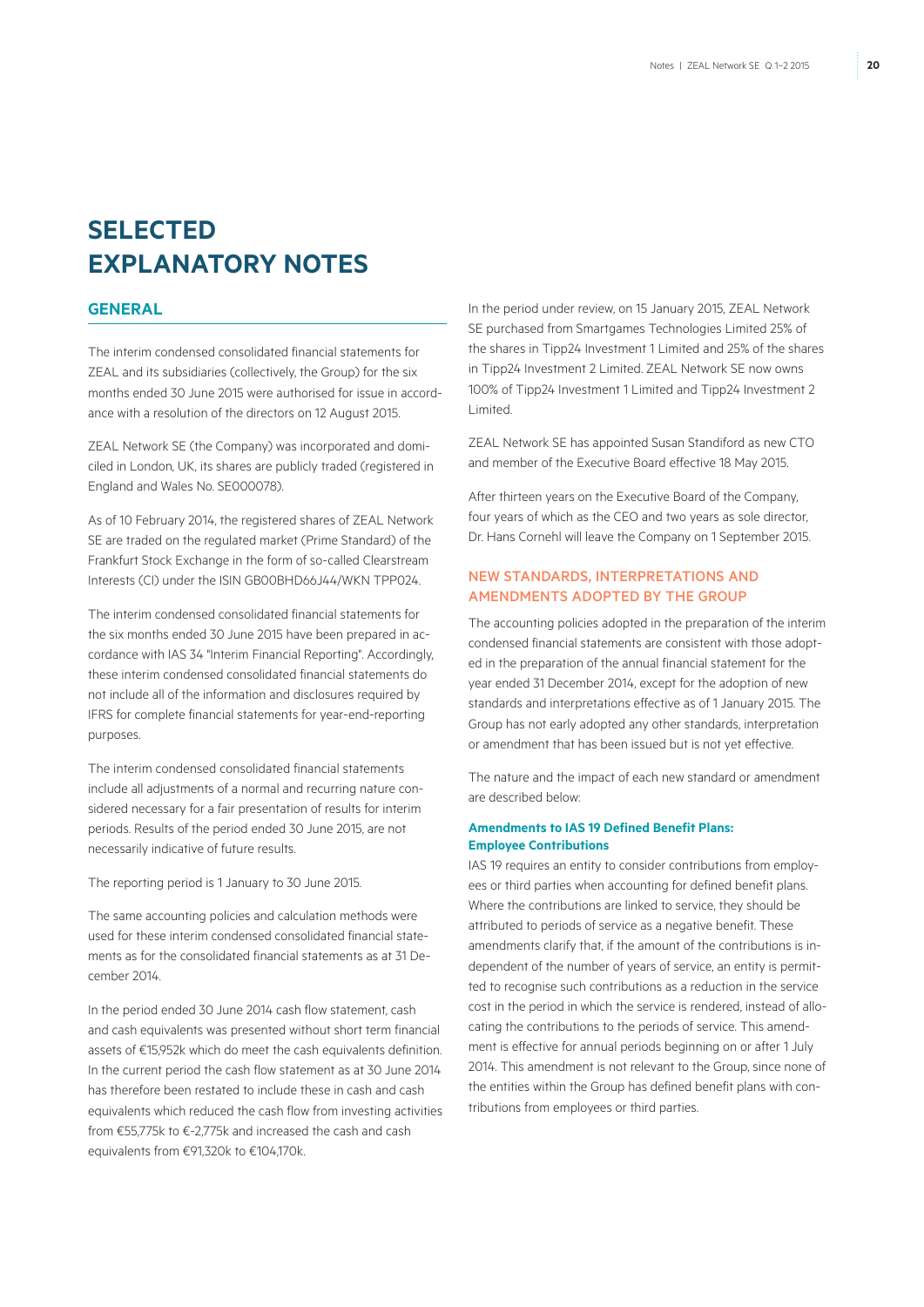# SELECTED EXPLANATORY NOTES

## GENERAL

The interim condensed consolidated financial statements for ZEAL and its subsidiaries (collectively, the Group) for the six months ended 30 June 2015 were authorised for issue in accordance with a resolution of the directors on 12 August 2015.

ZEAL Network SE (the Company) was incorporated and domiciled in London, UK, its shares are publicly traded (registered in England and Wales No. SE000078).

As of 10 February 2014, the registered shares of ZEAL Network SE are traded on the regulated market (Prime Standard) of the Frankfurt Stock Exchange in the form of so-called Clearstream Interests (CI) under the ISIN GB00BHD66J44/WKN TPP024.

The interim condensed consolidated financial statements for the six months ended 30 June 2015 have been prepared in accordance with IAS 34 "Interim Financial Reporting". Accordingly, these interim condensed consolidated financial statements do not include all of the information and disclosures required by IFRS for complete financial statements for year-end-reporting purposes.

The interim condensed consolidated financial statements include all adjustments of a normal and recurring nature considered necessary for a fair presentation of results for interim periods. Results of the period ended 30 June 2015, are not necessarily indicative of future results.

The reporting period is 1 January to 30 June 2015.

The same accounting policies and calculation methods were used for these interim condensed consolidated financial statements as for the consolidated financial statements as at 31 December 2014.

In the period ended 30 June 2014 cash flow statement, cash and cash equivalents was presented without short term financial assets of €15,952k which do meet the cash equivalents definition. In the current period the cash flow statement as at 30 June 2014 has therefore been restated to include these in cash and cash equivalents which reduced the cash flow from investing activities from €55,775k to €-2,775k and increased the cash and cash equivalents from €91,320k to €104,170k.

In the period under review, on 15 January 2015, ZEAL Network SE purchased from Smartgames Technologies Limited 25% of the shares in Tipp24 Investment 1 Limited and 25% of the shares in Tipp24 Investment 2 Limited. ZEAL Network SE now owns 100% of Tipp24 Investment 1 Limited and Tipp24 Investment 2 Limited.

ZEAL Network SE has appointed Susan Standiford as new CTO and member of the Executive Board effective 18 May 2015.

After thirteen years on the Executive Board of the Company, four years of which as the CEO and two years as sole director, Dr. Hans Cornehl will leave the Company on 1 September 2015.

### NEW STANDARDS, INTERPRETATIONS AND AMENDMENTS ADOPTED BY THE GROUP

The accounting policies adopted in the preparation of the interim condensed financial statements are consistent with those adopted in the preparation of the annual financial statement for the year ended 31 December 2014, except for the adoption of new standards and interpretations effective as of 1 January 2015. The Group has not early adopted any other standards, interpretation or amendment that has been issued but is not yet effective.

The nature and the impact of each new standard or amendment are described below:

#### Amendments to IAS 19 Defined Benefit Plans: Employee Contributions

IAS 19 requires an entity to consider contributions from employees or third parties when accounting for defined benefit plans. Where the contributions are linked to service, they should be attributed to periods of service as a negative benefit. These amendments clarify that, if the amount of the contributions is independent of the number of years of service, an entity is permitted to recognise such contributions as a reduction in the service cost in the period in which the service is rendered, instead of allocating the contributions to the periods of service. This amendment is effective for annual periods beginning on or after 1 July 2014. This amendment is not relevant to the Group, since none of the entities within the Group has defined benefit plans with contributions from employees or third parties.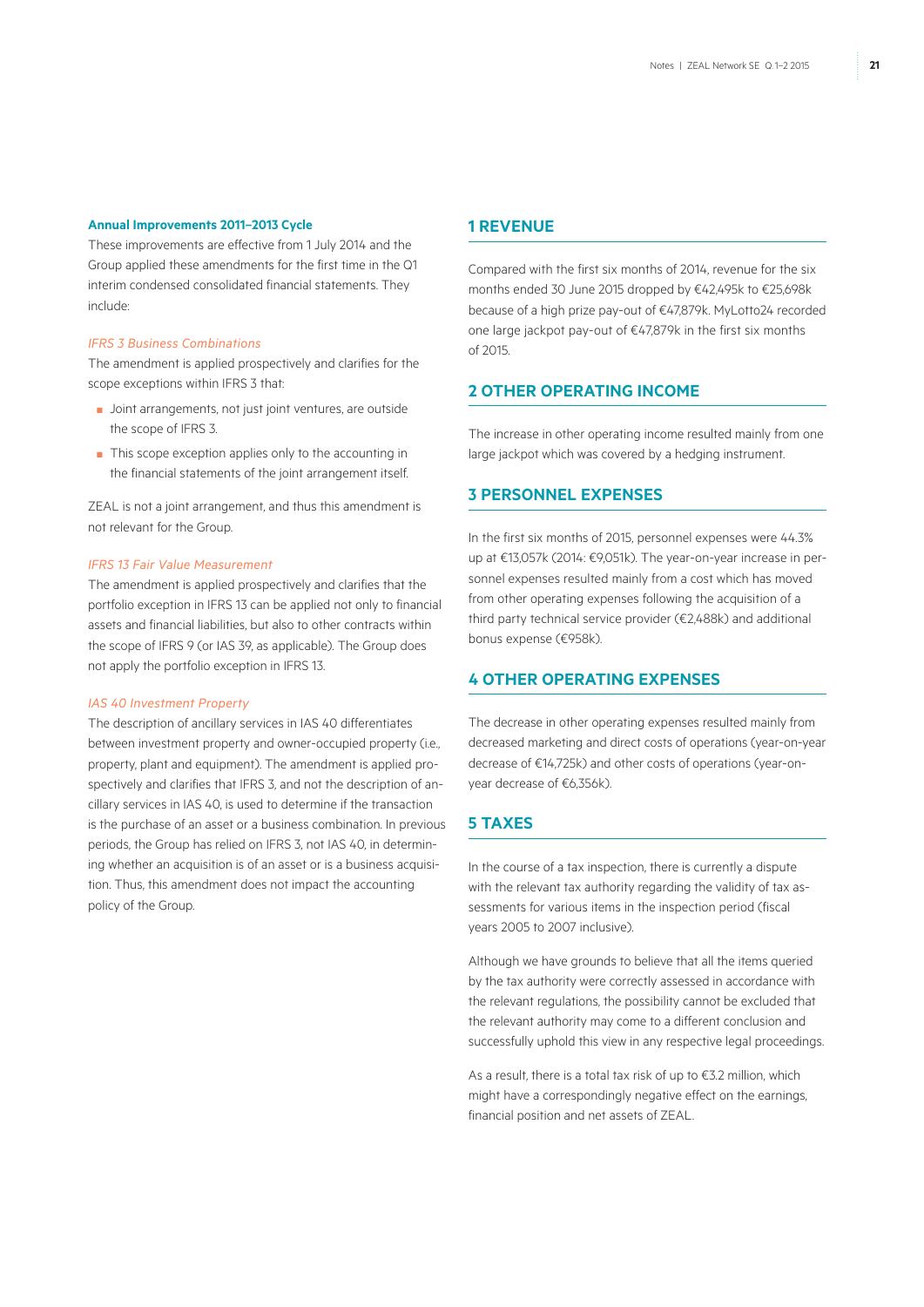### Annual Improvements 2011–2013 Cycle

These improvements are effective from 1 July 2014 and the Group applied these amendments for the first time in the Q1 interim condensed consolidated financial statements. They include:

*IFRS 3 Business Combinations*

The amendment is applied prospectively and clarifies for the scope exceptions within IFRS 3 that:

- Joint arrangements, not just joint ventures, are outside the scope of IFRS 3.
- This scope exception applies only to the accounting in the financial statements of the joint arrangement itself.

ZEAL is not a joint arrangement, and thus this amendment is not relevant for the Group.

*IFRS 13 Fair Value Measurement*

The amendment is applied prospectively and clarifies that the portfolio exception in IFRS 13 can be applied not only to financial assets and financial liabilities, but also to other contracts within the scope of IFRS 9 (or IAS 39, as applicable). The Group does not apply the portfolio exception in IFRS 13.

*IAS 40 Investment Property*

The description of ancillary services in IAS 40 differentiates between investment property and owner-occupied property (i.e., property, plant and equipment). The amendment is applied prospectively and clarifies that IFRS 3, and not the description of ancillary services in IAS 40, is used to determine if the transaction is the purchase of an asset or a business combination. In previous periods, the Group has relied on IFRS 3, not IAS 40, in determining whether an acquisition is of an asset or is a business acquisition. Thus, this amendment does not impact the accounting policy of the Group.

## 1 REVENUE

Compared with the first six months of 2014, revenue for the six months ended 30 June 2015 dropped by €42,495k to €25,698k because of a high prize pay-out of €47,879k. MyLotto24 recorded one large jackpot pay-out of €47,879k in the first six months of 2015.

## 2 OTHER OPERATING INCOME

The increase in other operating income resulted mainly from one large jackpot which was covered by a hedging instrument.

## 3 PERSONNEL EXPENSES

In the first six months of 2015, personnel expenses were 44.3% up at €13,057k (2014: €9,051k). The year-on-year increase in personnel expenses resulted mainly from a cost which has moved from other operating expenses following the acquisition of a third party technical service provider (€2,488k) and additional bonus expense (€958k).

## 4 OTHER OPERATING EXPENSES

The decrease in other operating expenses resulted mainly from decreased marketing and direct costs of operations (year-on-year decrease of €14,725k) and other costs of operations (year-on-year decrease of €6,356k).

## 5 TAXES

In the course of a tax inspection, there is currently a dispute with the relevant tax authority regarding the validity of tax assessments for various items in the inspection period (fiscal years 2005 to 2007 inclusive).

Although we have grounds to believe that all the items queried by the tax authority were correctly assessed in accordance with the relevant regulations, the possibility cannot be excluded that the relevant authority may come to a different conclusion and successfully uphold this view in any respective legal proceedings.

As a result, there is a total tax risk of up to €3.2 million, which might have a correspondingly negative effect on the earnings, financial position and net assets of ZEAL.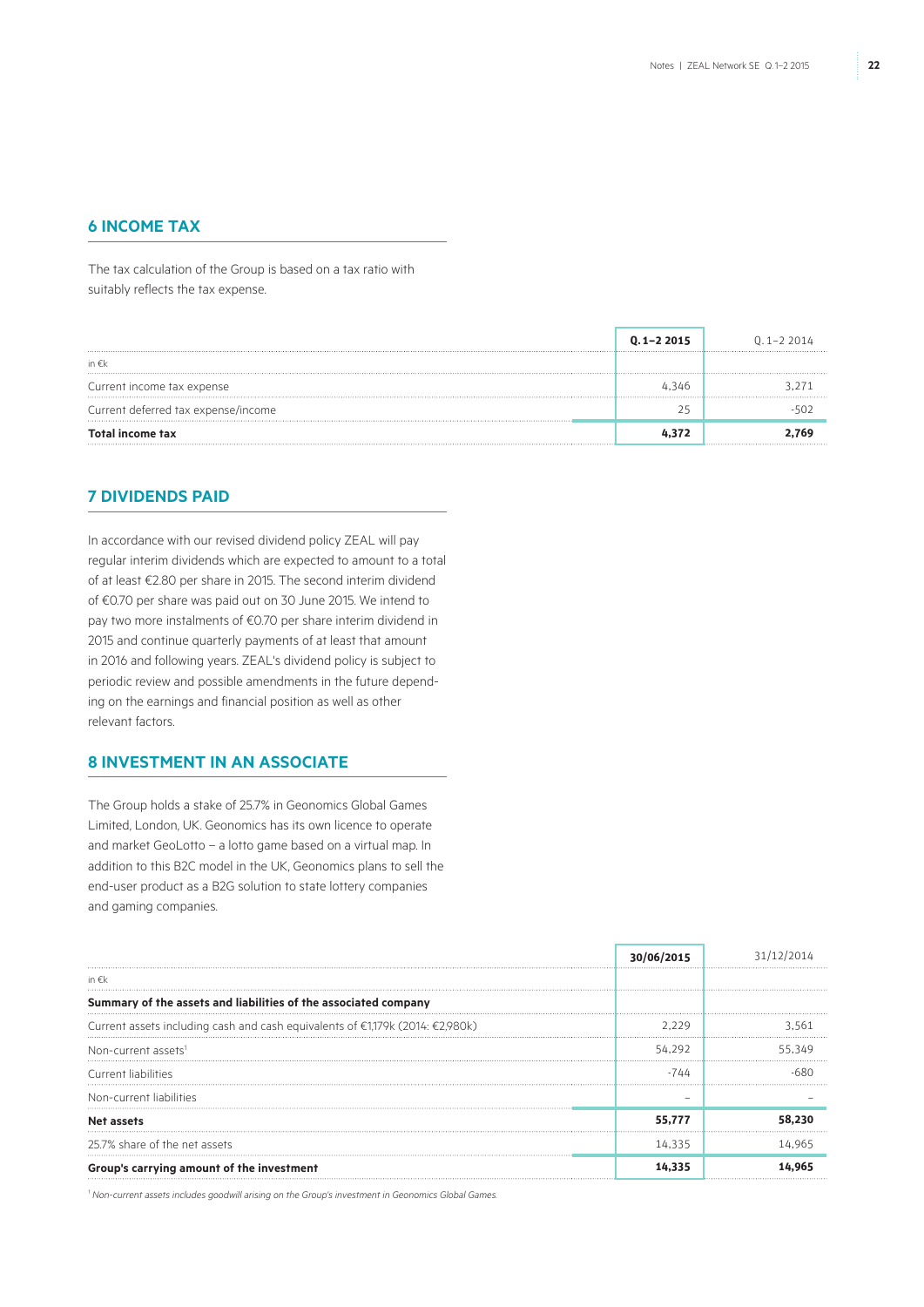## 6 INCOME TAX

The tax calculation of the Group is based on a tax ratio with suitably reflects the tax expense.

| | Q. 1–2 2015 | Q. 1–2 2014 |
|---|---|---|
| in €k | | |
| Current income tax expense | 4,346 | 3,271 |
| Current deferred tax expense/income | 25 | -502 |
| **Total income tax** | **4,372** | **2,769** |

## 7 DIVIDENDS PAID

In accordance with our revised dividend policy ZEAL will pay regular interim dividends which are expected to amount to a total of at least €2.80 per share in 2015. The second interim dividend of €0.70 per share was paid out on 30 June 2015. We intend to pay two more instalments of €0.70 per share interim dividend in 2015 and continue quarterly payments of at least that amount in 2016 and following years. ZEAL's dividend policy is subject to periodic review and possible amendments in the future depending on the earnings and financial position as well as other relevant factors.

## 8 INVESTMENT IN AN ASSOCIATE

The Group holds a stake of 25.7% in Geonomics Global Games Limited, London, UK. Geonomics has its own licence to operate and market GeoLotto – a lotto game based on a virtual map. In addition to this B2C model in the UK, Geonomics plans to sell the end-user product as a B2G solution to state lottery companies and gaming companies.

| | 30/06/2015 | 31/12/2014 |
|---|---|---|
| in €k | | |
| **Summary of the assets and liabilities of the associated company** | | |
| Current assets including cash and cash equivalents of €1,179k (2014: €2,980k) | 2,229 | 3,561 |
| Non-current assets[1] | 54,292 | 55,349 |
| Current liabilities | -744 | -680 |
| Non-current liabilities | – | – |
| **Net assets** | **55,777** | **58,230** |
| 25.7% share of the net assets | 14,335 | 14,965 |
| **Group's carrying amount of the investment** | **14,335** | **14,965** |

[1] *Non-current assets includes goodwill arising on the Group's investment in Geonomics Global Games.*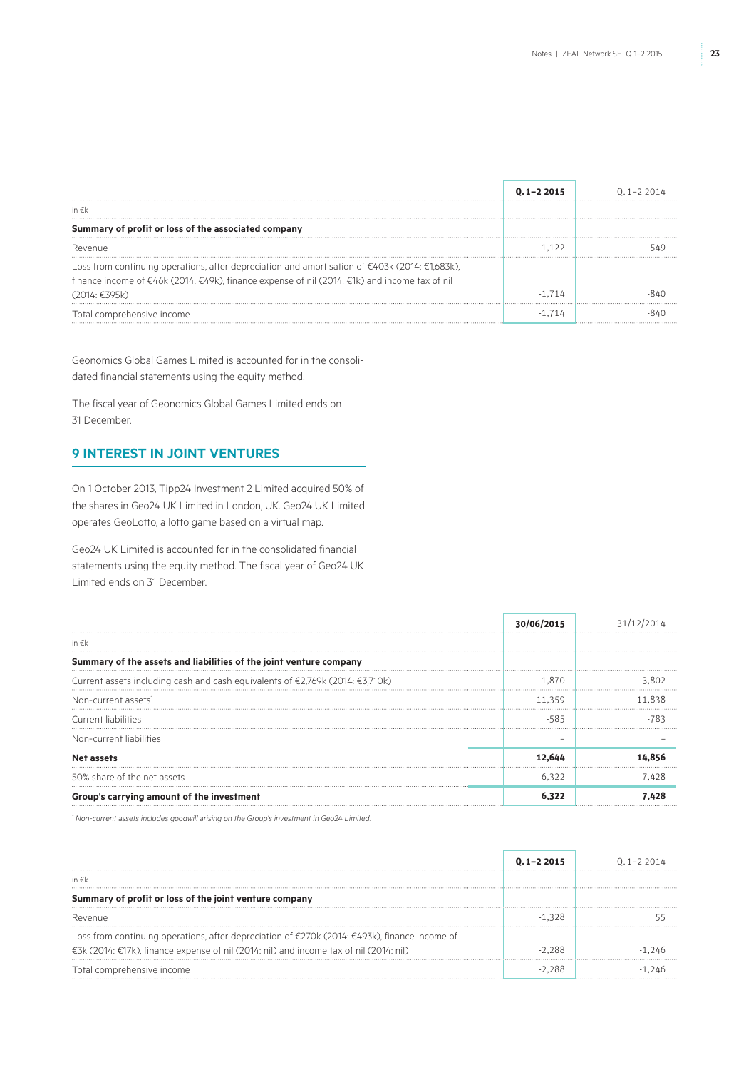| | Q. 1–2 2015 | Q. 1–2 2014 |
|---|---|---|
| in €k | | |
| **Summary of profit or loss of the associated company** | | |
| Revenue | 1,122 | 549 |
| Loss from continuing operations, after depreciation and amortisation of €403k (2014: €1,683k), finance income of €46k (2014: €49k), finance expense of nil (2014: €1k) and income tax of nil (2014: €395k) | -1,714 | -840 |
| Total comprehensive income | -1,714 | -840 |

Geonomics Global Games Limited is accounted for in the consolidated financial statements using the equity method.

The fiscal year of Geonomics Global Games Limited ends on 31 December.

## 9 INTEREST IN JOINT VENTURES

On 1 October 2013, Tipp24 Investment 2 Limited acquired 50% of the shares in Geo24 UK Limited in London, UK. Geo24 UK Limited operates GeoLotto, a lotto game based on a virtual map.

Geo24 UK Limited is accounted for in the consolidated financial statements using the equity method. The fiscal year of Geo24 UK Limited ends on 31 December.

| | 30/06/2015 | 31/12/2014 |
|---|---|---|
| in €k | | |
| **Summary of the assets and liabilities of the joint venture company** | | |
| Current assets including cash and cash equivalents of €2,769k (2014: €3,710k) | 1,870 | 3,802 |
| Non-current assets[1] | 11,359 | 11,838 |
| Current liabilities | -585 | -783 |
| Non-current liabilities | – | – |
| **Net assets** | **12,644** | **14,856** |
| 50% share of the net assets | 6,322 | 7,428 |
| **Group's carrying amount of the investment** | **6,322** | **7,428** |

[1] *Non-current assets includes goodwill arising on the Group's investment in Geo24 Limited.*

| | Q. 1–2 2015 | Q. 1–2 2014 |
|---|---|---|
| in €k | | |
| **Summary of profit or loss of the joint venture company** | | |
| Revenue | -1,328 | 55 |
| Loss from continuing operations, after depreciation of €270k (2014: €493k), finance income of €3k (2014: €17k), finance expense of nil (2014: nil) and income tax of nil (2014: nil) | -2,288 | -1,246 |
| Total comprehensive income | -2,288 | -1,246 |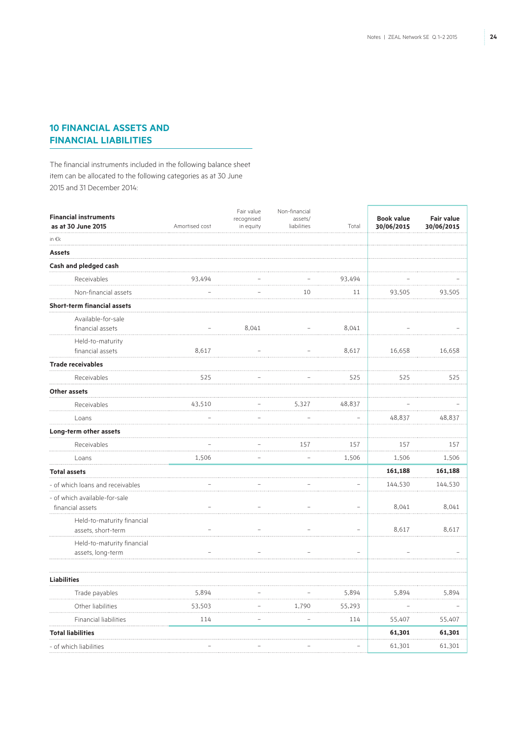## 10 FINANCIAL ASSETS AND FINANCIAL LIABILITIES

The financial instruments included in the following balance sheet item can be allocated to the following categories as at 30 June 2015 and 31 December 2014:

| Financial instruments as at 30 June 2015 | Amortised cost | Fair value recognised in equity | Non-financial assets/ liabilities | Total | Book value 30/06/2015 | Fair value 30/06/2015 |
|---|---|---|---|---|---|---|
| in €k | | | | | | |
| **Assets** | | | | | | |
| **Cash and pledged cash** | | | | | | |
| Receivables | 93,494 | – | – | 93,494 | – | – |
| Non-financial assets | – | – | 10 | 11 | 93,505 | 93,505 |
| **Short-term financial assets** | | | | | | |
| Available-for-sale financial assets | – | 8,041 | – | 8,041 | – | – |
| Held-to-maturity financial assets | 8,617 | – | – | 8,617 | 16,658 | 16,658 |
| **Trade receivables** | | | | | | |
| Receivables | 525 | – | – | 525 | 525 | 525 |
| **Other assets** | | | | | | |
| Receivables | 43,510 | – | 5,327 | 48,837 | – | – |
| Loans | – | – | – | – | 48,837 | 48,837 |
| **Long-term other assets** | | | | | | |
| Receivables | – | – | 157 | 157 | 157 | 157 |
| Loans | 1,506 | – | – | 1,506 | 1,506 | 1,506 |
| **Total assets** | | | | | **161,188** | **161,188** |
| - of which loans and receivables | – | – | – | – | 144,530 | 144,530 |
| - of which available-for-sale financial assets | – | – | – | – | 8,041 | 8,041 |
| Held-to-maturity financial assets, short-term | – | – | – | – | 8,617 | 8,617 |
| Held-to-maturity financial assets, long-term | – | – | – | – | – | – |
| **Liabilities** | | | | | | |
| Trade payables | 5,894 | – | – | 5,894 | 5,894 | 5,894 |
| Other liabilities | 53,503 | – | 1,790 | 55,293 | – | – |
| Financial liabilities | 114 | – | – | 114 | 55,407 | 55,407 |
| **Total liabilities** | | | | | **61,301** | **61,301** |
| - of which liabilities | – | – | – | – | 61,301 | 61,301 |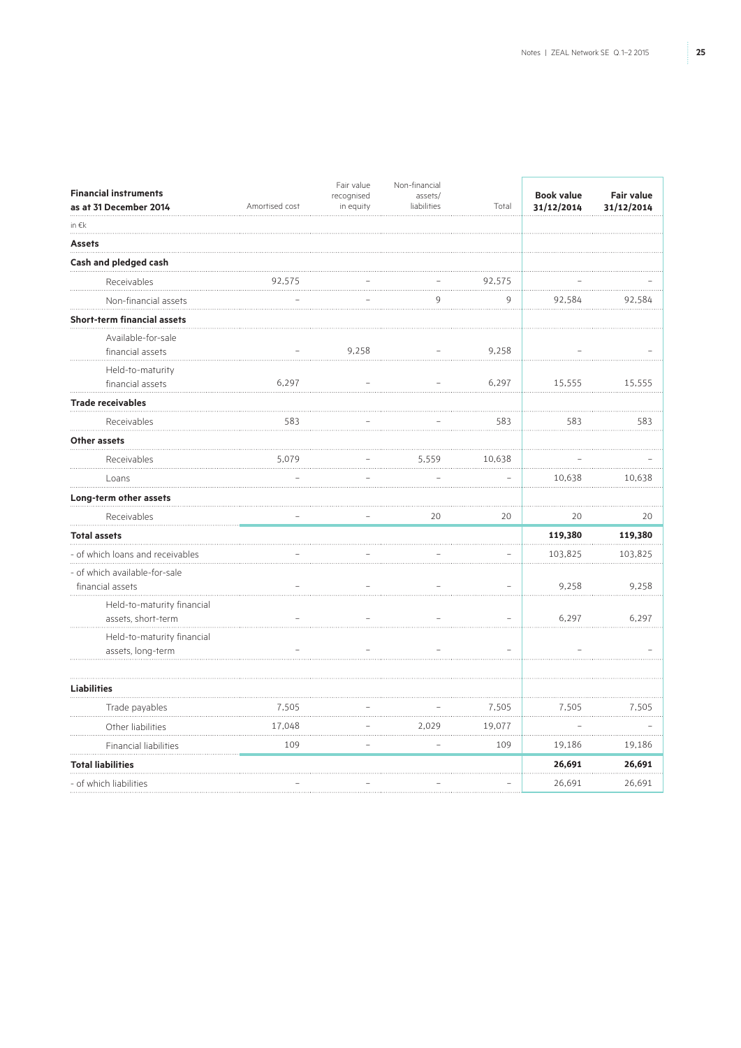| Financial instruments as at 31 December 2014 | Amortised cost | Fair value recognised in equity | Non-financial assets/ liabilities | Total | Book value 31/12/2014 | Fair value 31/12/2014 |
|---|---|---|---|---|---|---|
| in €k | | | | | | |
| **Assets** | | | | | | |
| **Cash and pledged cash** | | | | | | |
| Receivables | 92,575 | – | – | 92,575 | – | – |
| Non-financial assets | – | – | 9 | 9 | 92,584 | 92,584 |
| **Short-term financial assets** | | | | | | |
| Available-for-sale financial assets | – | 9,258 | – | 9,258 | – | – |
| Held-to-maturity financial assets | 6,297 | – | – | 6,297 | 15,555 | 15,555 |
| **Trade receivables** | | | | | | |
| Receivables | 583 | – | – | 583 | 583 | 583 |
| **Other assets** | | | | | | |
| Receivables | 5,079 | – | 5,559 | 10,638 | – | – |
| Loans | – | – | – | – | 10,638 | 10,638 |
| **Long-term other assets** | | | | | | |
| Receivables | – | – | 20 | 20 | 20 | 20 |
| **Total assets** | | | | | **119,380** | **119,380** |
| - of which loans and receivables | – | – | – | – | 103,825 | 103,825 |
| - of which available-for-sale financial assets | – | – | – | – | 9,258 | 9,258 |
| Held-to-maturity financial assets, short-term | – | – | – | – | 6,297 | 6,297 |
| Held-to-maturity financial assets, long-term | – | – | – | – | – | – |
| | | | | | | |
| **Liabilities** | | | | | | |
| Trade payables | 7,505 | – | – | 7,505 | 7,505 | 7,505 |
| Other liabilities | 17,048 | – | 2,029 | 19,077 | – | – |
| Financial liabilities | 109 | – | – | 109 | 19,186 | 19,186 |
| **Total liabilities** | | | | | **26,691** | **26,691** |
| - of which liabilities | – | – | – | – | 26,691 | 26,691 |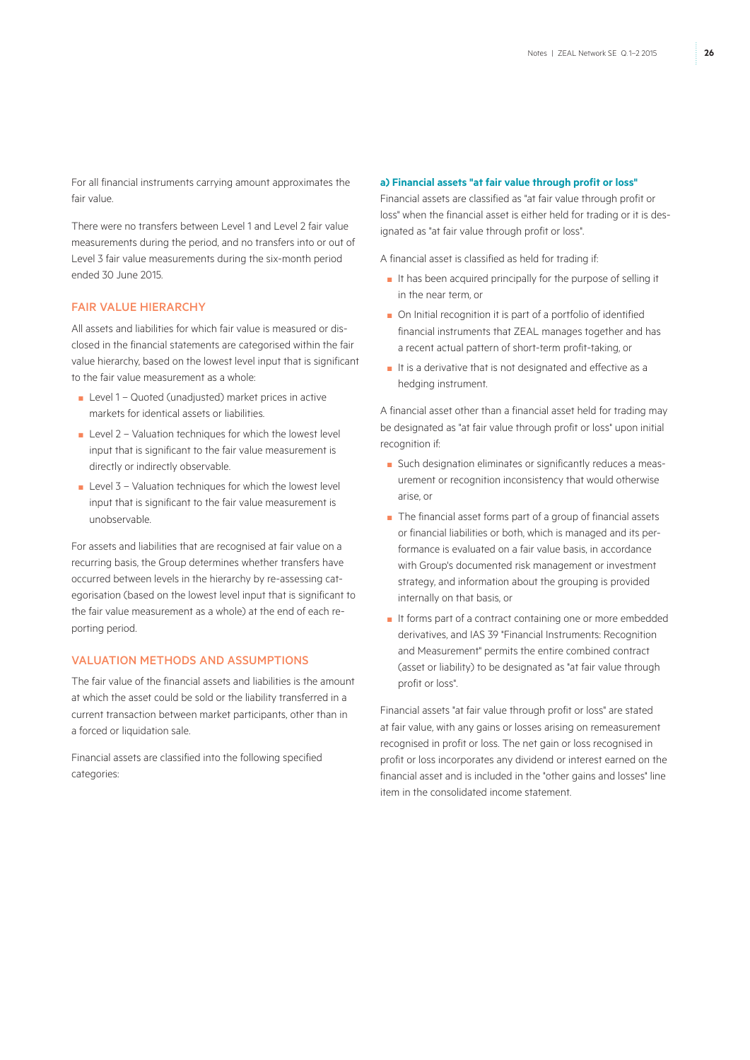For all financial instruments carrying amount approximates the fair value.

There were no transfers between Level 1 and Level 2 fair value measurements during the period, and no transfers into or out of Level 3 fair value measurements during the six-month period ended 30 June 2015.

## FAIR VALUE HIERARCHY

All assets and liabilities for which fair value is measured or disclosed in the financial statements are categorised within the fair value hierarchy, based on the lowest level input that is significant to the fair value measurement as a whole:

- Level 1 – Quoted (unadjusted) market prices in active markets for identical assets or liabilities.
- Level 2 – Valuation techniques for which the lowest level input that is significant to the fair value measurement is directly or indirectly observable.
- Level 3 – Valuation techniques for which the lowest level input that is significant to the fair value measurement is unobservable.

For assets and liabilities that are recognised at fair value on a recurring basis, the Group determines whether transfers have occurred between levels in the hierarchy by re-assessing categorisation (based on the lowest level input that is significant to the fair value measurement as a whole) at the end of each reporting period.

## VALUATION METHODS AND ASSUMPTIONS

The fair value of the financial assets and liabilities is the amount at which the asset could be sold or the liability transferred in a current transaction between market participants, other than in a forced or liquidation sale.

Financial assets are classified into the following specified categories:

### a) Financial assets "at fair value through profit or loss"

Financial assets are classified as "at fair value through profit or loss" when the financial asset is either held for trading or it is designated as "at fair value through profit or loss".

A financial asset is classified as held for trading if:

- It has been acquired principally for the purpose of selling it in the near term, or
- On Initial recognition it is part of a portfolio of identified financial instruments that ZEAL manages together and has a recent actual pattern of short-term profit-taking, or
- It is a derivative that is not designated and effective as a hedging instrument.

A financial asset other than a financial asset held for trading may be designated as "at fair value through profit or loss" upon initial recognition if:

- Such designation eliminates or significantly reduces a measurement or recognition inconsistency that would otherwise arise, or
- The financial asset forms part of a group of financial assets or financial liabilities or both, which is managed and its performance is evaluated on a fair value basis, in accordance with Group's documented risk management or investment strategy, and information about the grouping is provided internally on that basis, or
- It forms part of a contract containing one or more embedded derivatives, and IAS 39 "Financial Instruments: Recognition and Measurement" permits the entire combined contract (asset or liability) to be designated as "at fair value through profit or loss".

Financial assets "at fair value through profit or loss" are stated at fair value, with any gains or losses arising on remeasurement recognised in profit or loss. The net gain or loss recognised in profit or loss incorporates any dividend or interest earned on the financial asset and is included in the "other gains and losses" line item in the consolidated income statement.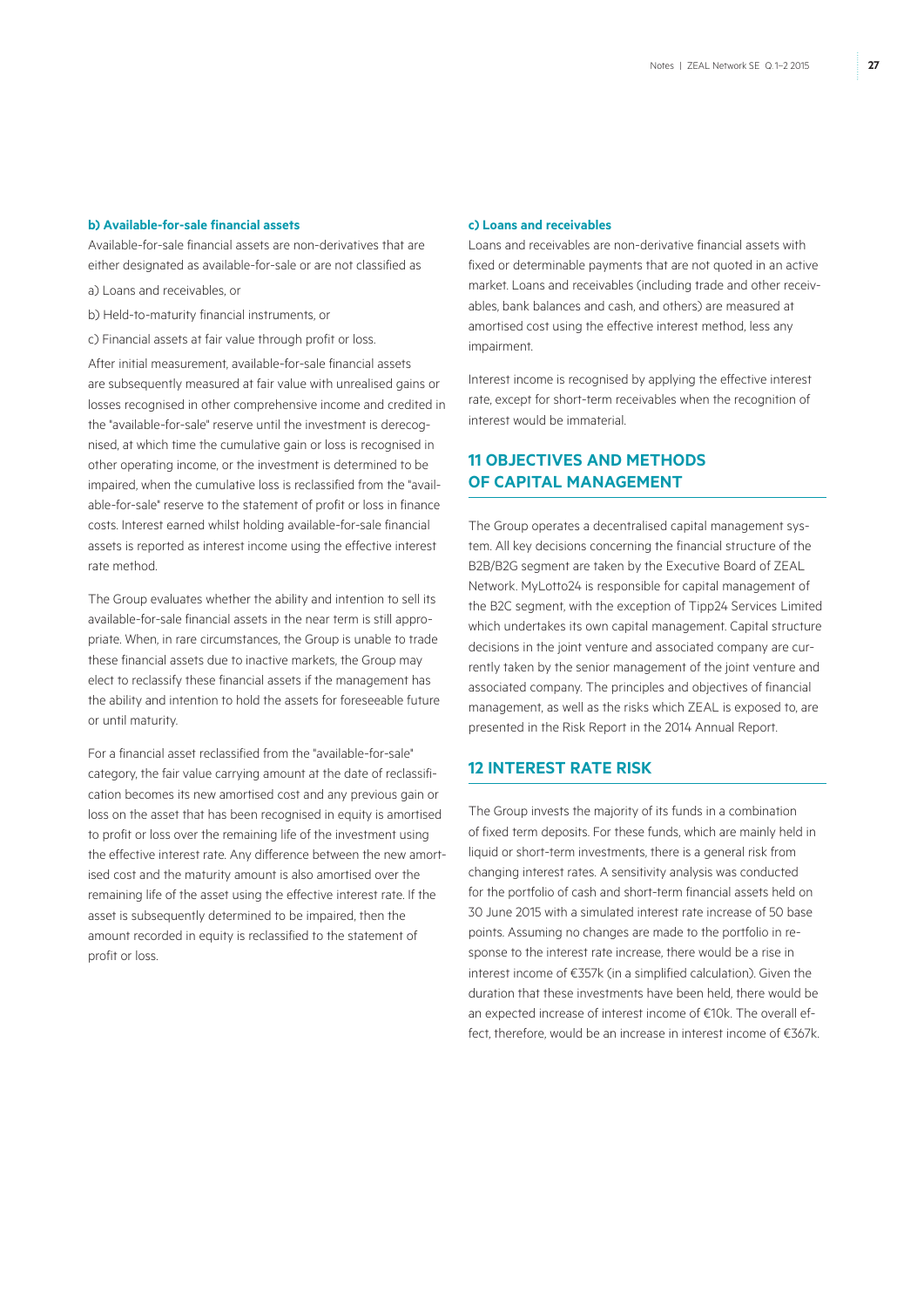**b) Available-for-sale financial assets**

Available-for-sale financial assets are non-derivatives that are either designated as available-for-sale or are not classified as

a) Loans and receivables, or

b) Held-to-maturity financial instruments, or

c) Financial assets at fair value through profit or loss.

After initial measurement, available-for-sale financial assets are subsequently measured at fair value with unrealised gains or losses recognised in other comprehensive income and credited in the "available-for-sale" reserve until the investment is derecognised, at which time the cumulative gain or loss is recognised in other operating income, or the investment is determined to be impaired, when the cumulative loss is reclassified from the "available-for-sale" reserve to the statement of profit or loss in finance costs. Interest earned whilst holding available-for-sale financial assets is reported as interest income using the effective interest rate method.

The Group evaluates whether the ability and intention to sell its available-for-sale financial assets in the near term is still appropriate. When, in rare circumstances, the Group is unable to trade these financial assets due to inactive markets, the Group may elect to reclassify these financial assets if the management has the ability and intention to hold the assets for foreseeable future or until maturity.

For a financial asset reclassified from the "available-for-sale" category, the fair value carrying amount at the date of reclassification becomes its new amortised cost and any previous gain or loss on the asset that has been recognised in equity is amortised to profit or loss over the remaining life of the investment using the effective interest rate. Any difference between the new amortised cost and the maturity amount is also amortised over the remaining life of the asset using the effective interest rate. If the asset is subsequently determined to be impaired, then the amount recorded in equity is reclassified to the statement of profit or loss.

**c) Loans and receivables**

Loans and receivables are non-derivative financial assets with fixed or determinable payments that are not quoted in an active market. Loans and receivables (including trade and other receivables, bank balances and cash, and others) are measured at amortised cost using the effective interest method, less any impairment.

Interest income is recognised by applying the effective interest rate, except for short-term receivables when the recognition of interest would be immaterial.

## 11 OBJECTIVES AND METHODS OF CAPITAL MANAGEMENT

The Group operates a decentralised capital management system. All key decisions concerning the financial structure of the B2B/B2G segment are taken by the Executive Board of ZEAL Network. MyLotto24 is responsible for capital management of the B2C segment, with the exception of Tipp24 Services Limited which undertakes its own capital management. Capital structure decisions in the joint venture and associated company are currently taken by the senior management of the joint venture and associated company. The principles and objectives of financial management, as well as the risks which ZEAL is exposed to, are presented in the Risk Report in the 2014 Annual Report.

## 12 INTEREST RATE RISK

The Group invests the majority of its funds in a combination of fixed term deposits. For these funds, which are mainly held in liquid or short-term investments, there is a general risk from changing interest rates. A sensitivity analysis was conducted for the portfolio of cash and short-term financial assets held on 30 June 2015 with a simulated interest rate increase of 50 base points. Assuming no changes are made to the portfolio in response to the interest rate increase, there would be a rise in interest income of €357k (in a simplified calculation). Given the duration that these investments have been held, there would be an expected increase of interest income of €10k. The overall effect, therefore, would be an increase in interest income of €367k.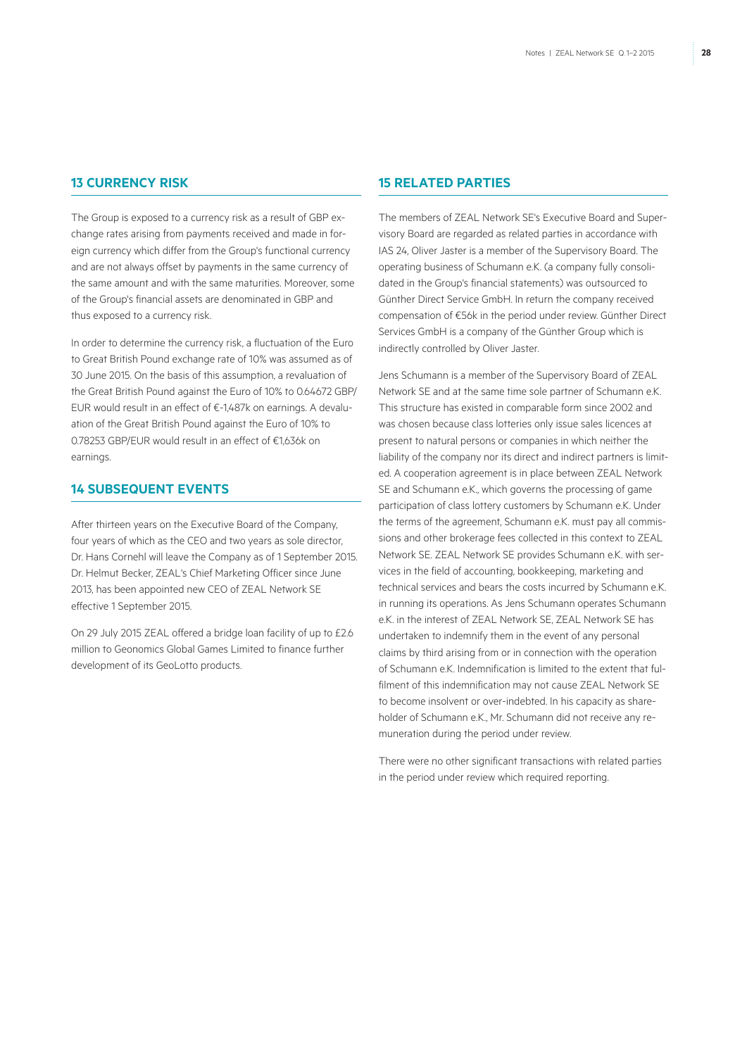## 13 CURRENCY RISK

The Group is exposed to a currency risk as a result of GBP exchange rates arising from payments received and made in foreign currency which differ from the Group's functional currency and are not always offset by payments in the same currency of the same amount and with the same maturities. Moreover, some of the Group's financial assets are denominated in GBP and thus exposed to a currency risk.

In order to determine the currency risk, a fluctuation of the Euro to Great British Pound exchange rate of 10% was assumed as of 30 June 2015. On the basis of this assumption, a revaluation of the Great British Pound against the Euro of 10% to 0.64672 GBP/EUR would result in an effect of €-1,487k on earnings. A devaluation of the Great British Pound against the Euro of 10% to 0.78253 GBP/EUR would result in an effect of €1,636k on earnings.

## 14 SUBSEQUENT EVENTS

After thirteen years on the Executive Board of the Company, four years of which as the CEO and two years as sole director, Dr. Hans Cornehl will leave the Company as of 1 September 2015. Dr. Helmut Becker, ZEAL's Chief Marketing Officer since June 2013, has been appointed new CEO of ZEAL Network SE effective 1 September 2015.

On 29 July 2015 ZEAL offered a bridge loan facility of up to £2.6 million to Geonomics Global Games Limited to finance further development of its GeoLotto products.

## 15 RELATED PARTIES

The members of ZEAL Network SE's Executive Board and Supervisory Board are regarded as related parties in accordance with IAS 24, Oliver Jaster is a member of the Supervisory Board. The operating business of Schumann e.K. (a company fully consolidated in the Group's financial statements) was outsourced to Günther Direct Service GmbH. In return the company received compensation of €56k in the period under review. Günther Direct Services GmbH is a company of the Günther Group which is indirectly controlled by Oliver Jaster.

Jens Schumann is a member of the Supervisory Board of ZEAL Network SE and at the same time sole partner of Schumann e.K. This structure has existed in comparable form since 2002 and was chosen because class lotteries only issue sales licences at present to natural persons or companies in which neither the liability of the company nor its direct and indirect partners is limited. A cooperation agreement is in place between ZEAL Network SE and Schumann e.K., which governs the processing of game participation of class lottery customers by Schumann e.K. Under the terms of the agreement, Schumann e.K. must pay all commissions and other brokerage fees collected in this context to ZEAL Network SE. ZEAL Network SE provides Schumann e.K. with services in the field of accounting, bookkeeping, marketing and technical services and bears the costs incurred by Schumann e.K. in running its operations. As Jens Schumann operates Schumann e.K. in the interest of ZEAL Network SE, ZEAL Network SE has undertaken to indemnify them in the event of any personal claims by third arising from or in connection with the operation of Schumann e.K. Indemnification is limited to the extent that fulfilment of this indemnification may not cause ZEAL Network SE to become insolvent or over-indebted. In his capacity as shareholder of Schumann e.K., Mr. Schumann did not receive any remuneration during the period under review.

There were no other significant transactions with related parties in the period under review which required reporting.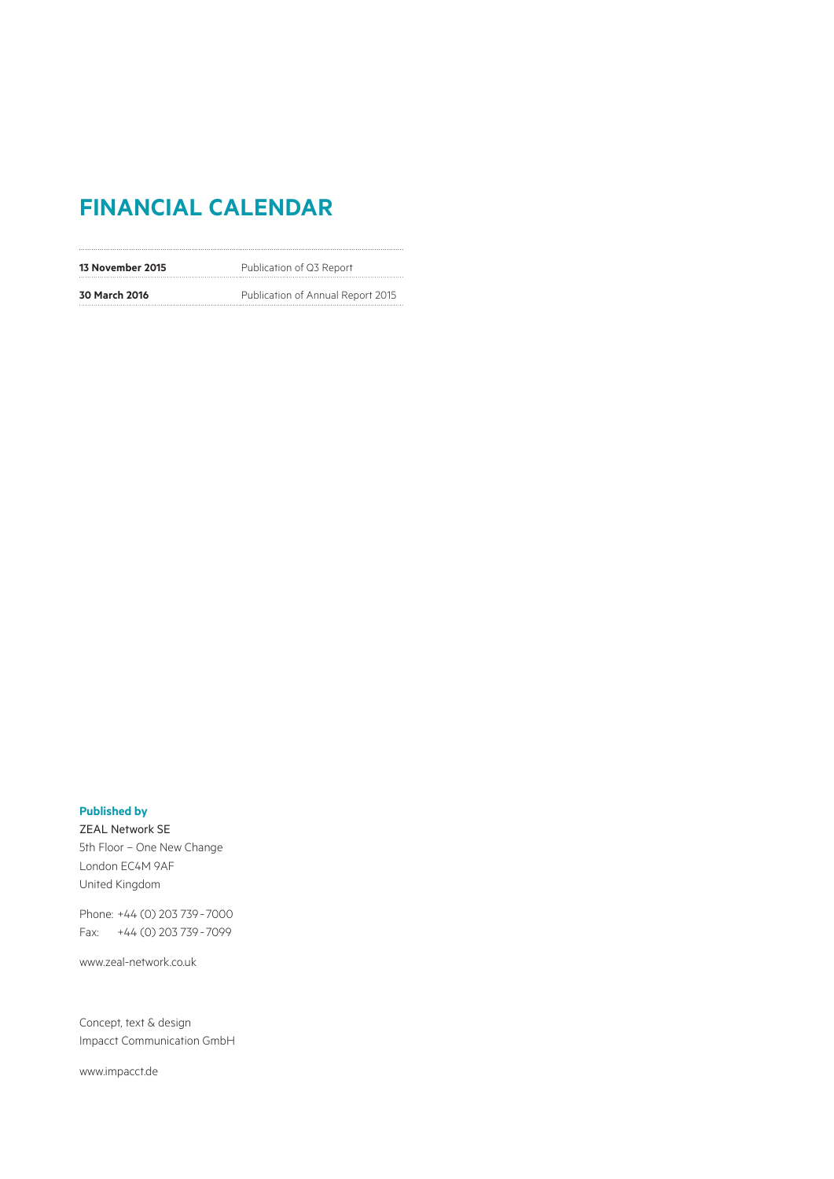# FINANCIAL CALENDAR

| | |
|---|---|
| **13 November 2015** | Publication of Q3 Report |
| **30 March 2016** | Publication of Annual Report 2015 |

**Published by**

ZEAL Network SE
5th Floor – One New Change
London EC4M 9AF
United Kingdom

Phone: +44 (0) 203 739 - 7000
Fax: +44 (0) 203 739 - 7099

www.zeal-network.co.uk

Concept, text & design
Impacct Communication GmbH

www.impacct.de